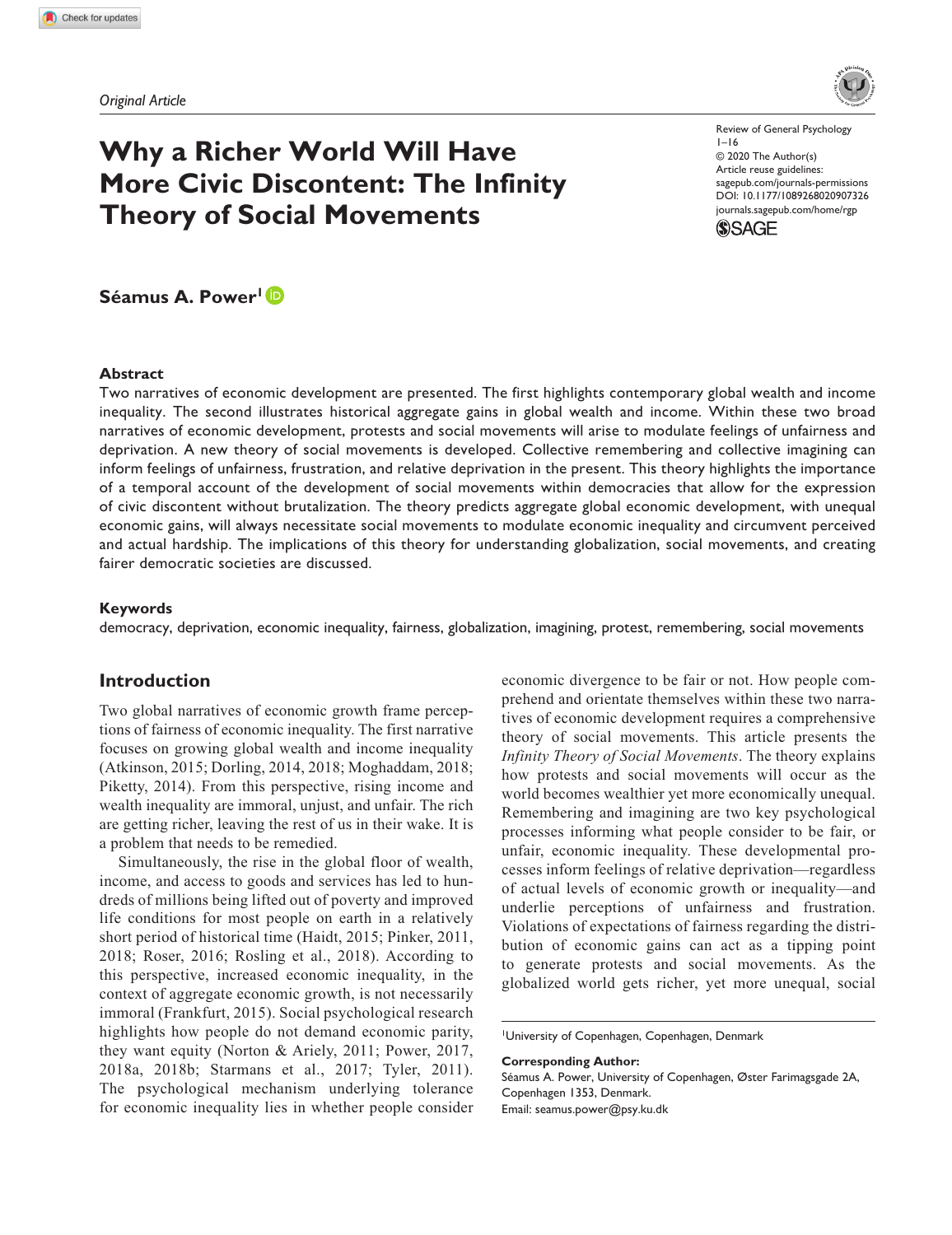*Original Article*

# Why a Richer World Will Have More Civic Discontent: The Infinity Theory of Social Movements

Review of General Psychology
1–16
© 2020 The Author(s)
Article reuse guidelines:
sagepub.com/journals-permissions
DOI: 10.1177/1089268020907326
journals.sagepub.com/home/rgp

**Séamus A. Power**[1]

## Abstract

Two narratives of economic development are presented. The first highlights contemporary global wealth and income inequality. The second illustrates historical aggregate gains in global wealth and income. Within these two broad narratives of economic development, protests and social movements will arise to modulate feelings of unfairness and deprivation. A new theory of social movements is developed. Collective remembering and collective imagining can inform feelings of unfairness, frustration, and relative deprivation in the present. This theory highlights the importance of a temporal account of the development of social movements within democracies that allow for the expression of civic discontent without brutalization. The theory predicts aggregate global economic development, with unequal economic gains, will always necessitate social movements to modulate economic inequality and circumvent perceived and actual hardship. The implications of this theory for understanding globalization, social movements, and creating fairer democratic societies are discussed.

### Keywords

democracy, deprivation, economic inequality, fairness, globalization, imagining, protest, remembering, social movements

## Introduction

Two global narratives of economic growth frame perceptions of fairness of economic inequality. The first narrative focuses on growing global wealth and income inequality (Atkinson, 2015; Dorling, 2014, 2018; Moghaddam, 2018; Piketty, 2014). From this perspective, rising income and wealth inequality are immoral, unjust, and unfair. The rich are getting richer, leaving the rest of us in their wake. It is a problem that needs to be remedied.

Simultaneously, the rise in the global floor of wealth, income, and access to goods and services has led to hundreds of millions being lifted out of poverty and improved life conditions for most people on earth in a relatively short period of historical time (Haidt, 2015; Pinker, 2011, 2018; Roser, 2016; Rosling et al., 2018). According to this perspective, increased economic inequality, in the context of aggregate economic growth, is not necessarily immoral (Frankfurt, 2015). Social psychological research highlights how people do not demand economic parity, they want equity (Norton & Ariely, 2011; Power, 2017, 2018a, 2018b; Starmans et al., 2017; Tyler, 2011). The psychological mechanism underlying tolerance for economic inequality lies in whether people consider economic divergence to be fair or not. How people comprehend and orientate themselves within these two narratives of economic development requires a comprehensive theory of social movements. This article presents the *Infinity Theory of Social Movements*. The theory explains how protests and social movements will occur as the world becomes wealthier yet more economically unequal. Remembering and imagining are two key psychological processes informing what people consider to be fair, or unfair, economic inequality. These developmental processes inform feelings of relative deprivation—regardless of actual levels of economic growth or inequality—and underlie perceptions of unfairness and frustration. Violations of expectations of fairness regarding the distribution of economic gains can act as a tipping point to generate protests and social movements. As the globalized world gets richer, yet more unequal, social

[1]University of Copenhagen, Copenhagen, Denmark

**Corresponding Author:**
Séamus A. Power, University of Copenhagen, Øster Farimagsgade 2A, Copenhagen 1353, Denmark.
Email: seamus.power@psy.ku.dk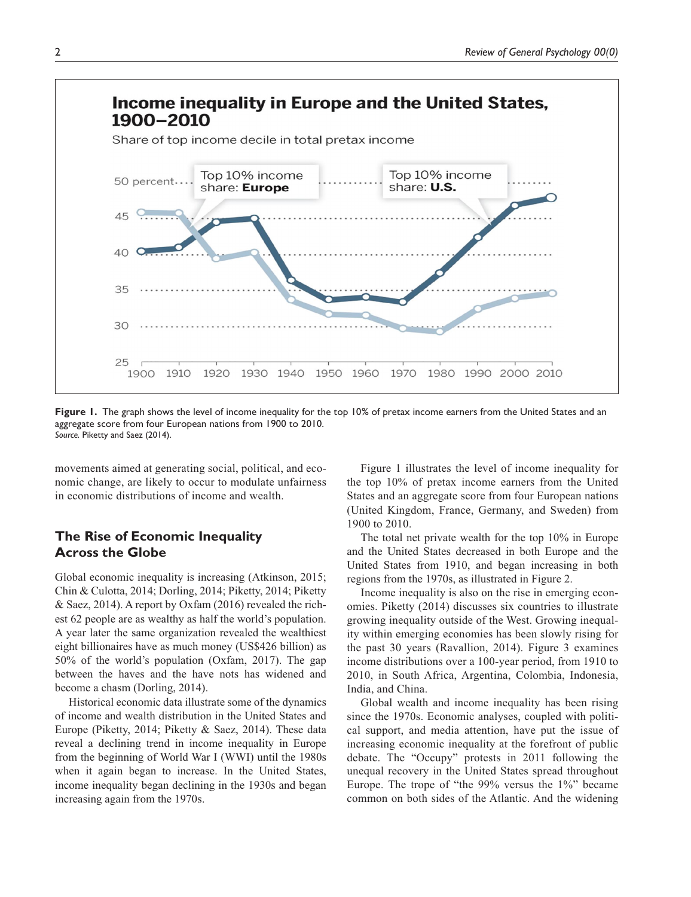Figure 1. The graph shows the level of income inequality for the top 10% of pretax income earners from the United States and an aggregate score from four European nations from 1900 to 2010.
*Source.* Piketty and Saez (2014).

movements aimed at generating social, political, and economic change, are likely to occur to modulate unfairness in economic distributions of income and wealth.

## The Rise of Economic Inequality Across the Globe

Global economic inequality is increasing (Atkinson, 2015; Chin & Culotta, 2014; Dorling, 2014; Piketty, 2014; Piketty & Saez, 2014). A report by Oxfam (2016) revealed the richest 62 people are as wealthy as half the world's population. A year later the same organization revealed the wealthiest eight billionaires have as much money (US$426 billion) as 50% of the world's population (Oxfam, 2017). The gap between the haves and the have nots has widened and become a chasm (Dorling, 2014).

Historical economic data illustrate some of the dynamics of income and wealth distribution in the United States and Europe (Piketty, 2014; Piketty & Saez, 2014). These data reveal a declining trend in income inequality in Europe from the beginning of World War I (WWI) until the 1980s when it again began to increase. In the United States, income inequality began declining in the 1930s and began increasing again from the 1970s.

Figure 1 illustrates the level of income inequality for the top 10% of pretax income earners from the United States and an aggregate score from four European nations (United Kingdom, France, Germany, and Sweden) from 1900 to 2010.

The total net private wealth for the top 10% in Europe and the United States decreased in both Europe and the United States from 1910, and began increasing in both regions from the 1970s, as illustrated in Figure 2.

Income inequality is also on the rise in emerging economies. Piketty (2014) discusses six countries to illustrate growing inequality outside of the West. Growing inequality within emerging economies has been slowly rising for the past 30 years (Ravallion, 2014). Figure 3 examines income distributions over a 100-year period, from 1910 to 2010, in South Africa, Argentina, Colombia, Indonesia, India, and China.

Global wealth and income inequality has been rising since the 1970s. Economic analyses, coupled with political support, and media attention, have put the issue of increasing economic inequality at the forefront of public debate. The "Occupy" protests in 2011 following the unequal recovery in the United States spread throughout Europe. The trope of "the 99% versus the 1%" became common on both sides of the Atlantic. And the widening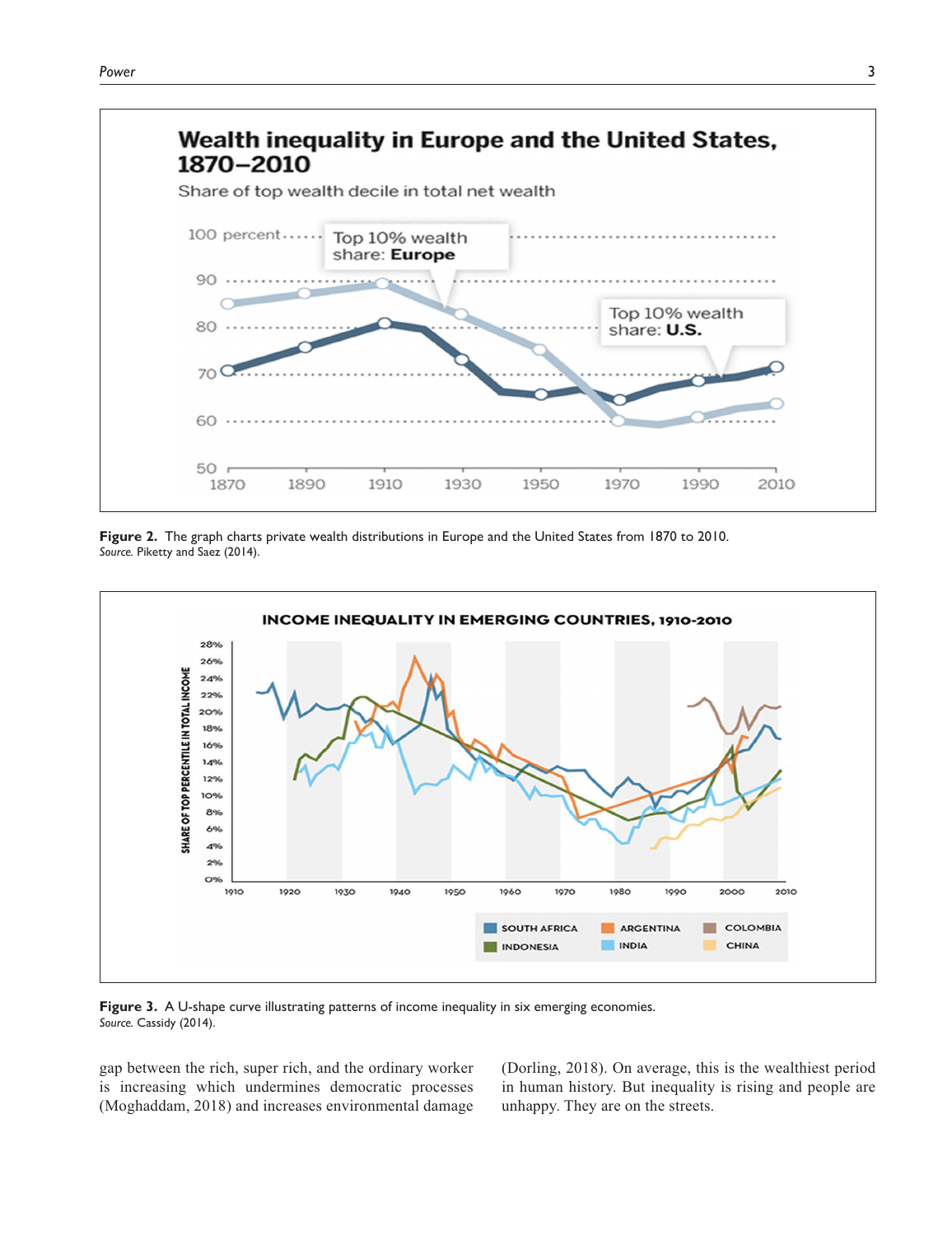Figure 2. The graph charts private wealth distributions in Europe and the United States from 1870 to 2010.
*Source.* Piketty and Saez (2014).

Figure 3. A U-shape curve illustrating patterns of income inequality in six emerging economies.
*Source.* Cassidy (2014).

gap between the rich, super rich, and the ordinary worker is increasing which undermines democratic processes (Moghaddam, 2018) and increases environmental damage (Dorling, 2018). On average, this is the wealthiest period in human history. But inequality is rising and people are unhappy. They are on the streets.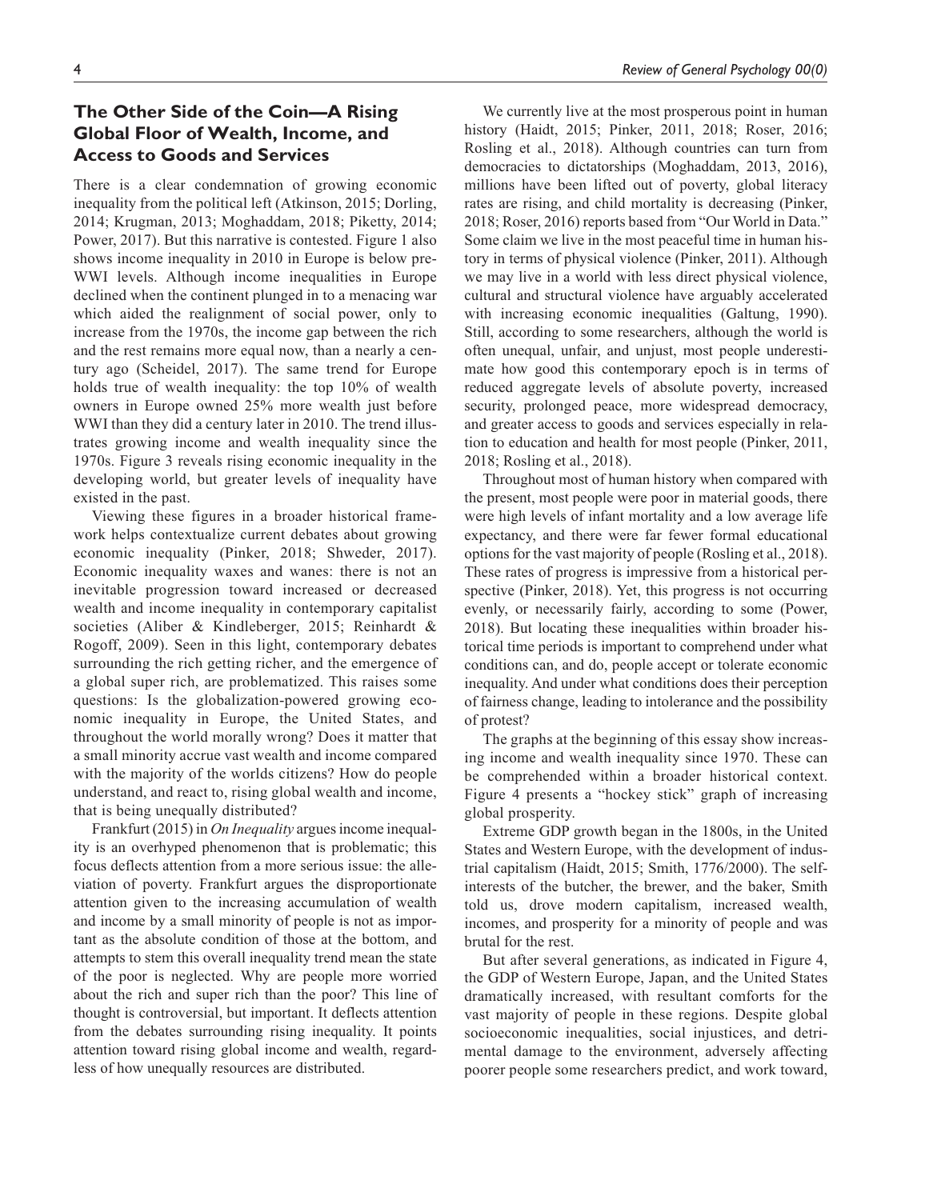## The Other Side of the Coin—A Rising Global Floor of Wealth, Income, and Access to Goods and Services

There is a clear condemnation of growing economic inequality from the political left (Atkinson, 2015; Dorling, 2014; Krugman, 2013; Moghaddam, 2018; Piketty, 2014; Power, 2017). But this narrative is contested. Figure 1 also shows income inequality in 2010 in Europe is below pre-WWI levels. Although income inequalities in Europe declined when the continent plunged in to a menacing war which aided the realignment of social power, only to increase from the 1970s, the income gap between the rich and the rest remains more equal now, than a nearly a century ago (Scheidel, 2017). The same trend for Europe holds true of wealth inequality: the top 10% of wealth owners in Europe owned 25% more wealth just before WWI than they did a century later in 2010. The trend illustrates growing income and wealth inequality since the 1970s. Figure 3 reveals rising economic inequality in the developing world, but greater levels of inequality have existed in the past.

Viewing these figures in a broader historical framework helps contextualize current debates about growing economic inequality (Pinker, 2018; Shweder, 2017). Economic inequality waxes and wanes: there is not an inevitable progression toward increased or decreased wealth and income inequality in contemporary capitalist societies (Aliber & Kindleberger, 2015; Reinhardt & Rogoff, 2009). Seen in this light, contemporary debates surrounding the rich getting richer, and the emergence of a global super rich, are problematized. This raises some questions: Is the globalization-powered growing economic inequality in Europe, the United States, and throughout the world morally wrong? Does it matter that a small minority accrue vast wealth and income compared with the majority of the worlds citizens? How do people understand, and react to, rising global wealth and income, that is being unequally distributed?

Frankfurt (2015) in *On Inequality* argues income inequality is an overhyped phenomenon that is problematic; this focus deflects attention from a more serious issue: the alleviation of poverty. Frankfurt argues the disproportionate attention given to the increasing accumulation of wealth and income by a small minority of people is not as important as the absolute condition of those at the bottom, and attempts to stem this overall inequality trend mean the state of the poor is neglected. Why are people more worried about the rich and super rich than the poor? This line of thought is controversial, but important. It deflects attention from the debates surrounding rising inequality. It points attention toward rising global income and wealth, regardless of how unequally resources are distributed.

We currently live at the most prosperous point in human history (Haidt, 2015; Pinker, 2011, 2018; Roser, 2016; Rosling et al., 2018). Although countries can turn from democracies to dictatorships (Moghaddam, 2013, 2016), millions have been lifted out of poverty, global literacy rates are rising, and child mortality is decreasing (Pinker, 2018; Roser, 2016) reports based from "Our World in Data." Some claim we live in the most peaceful time in human history in terms of physical violence (Pinker, 2011). Although we may live in a world with less direct physical violence, cultural and structural violence have arguably accelerated with increasing economic inequalities (Galtung, 1990). Still, according to some researchers, although the world is often unequal, unfair, and unjust, most people underestimate how good this contemporary epoch is in terms of reduced aggregate levels of absolute poverty, increased security, prolonged peace, more widespread democracy, and greater access to goods and services especially in relation to education and health for most people (Pinker, 2011, 2018; Rosling et al., 2018).

Throughout most of human history when compared with the present, most people were poor in material goods, there were high levels of infant mortality and a low average life expectancy, and there were far fewer formal educational options for the vast majority of people (Rosling et al., 2018). These rates of progress is impressive from a historical perspective (Pinker, 2018). Yet, this progress is not occurring evenly, or necessarily fairly, according to some (Power, 2018). But locating these inequalities within broader historical time periods is important to comprehend under what conditions can, and do, people accept or tolerate economic inequality. And under what conditions does their perception of fairness change, leading to intolerance and the possibility of protest?

The graphs at the beginning of this essay show increasing income and wealth inequality since 1970. These can be comprehended within a broader historical context. Figure 4 presents a "hockey stick" graph of increasing global prosperity.

Extreme GDP growth began in the 1800s, in the United States and Western Europe, with the development of industrial capitalism (Haidt, 2015; Smith, 1776/2000). The self-interests of the butcher, the brewer, and the baker, Smith told us, drove modern capitalism, increased wealth, incomes, and prosperity for a minority of people and was brutal for the rest.

But after several generations, as indicated in Figure 4, the GDP of Western Europe, Japan, and the United States dramatically increased, with resultant comforts for the vast majority of people in these regions. Despite global socioeconomic inequalities, social injustices, and detrimental damage to the environment, adversely affecting poorer people some researchers predict, and work toward,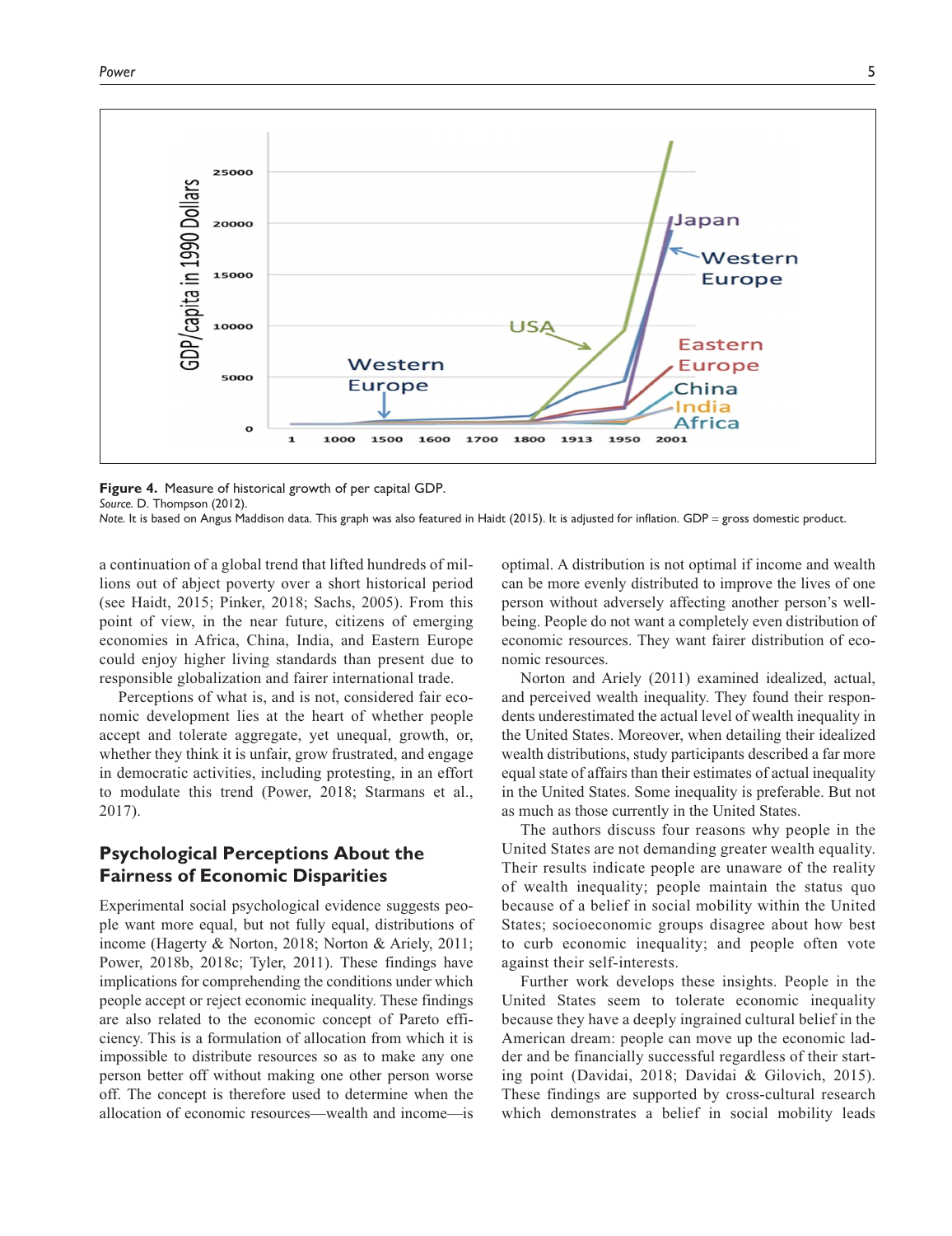GDP/capita in 1990 Dollars

25000
20000
15000
10000
5000
0

1 1000 1500 1600 1700 1800 1913 1950 2001

Western Europe
USA
Japan
Western Europe
Eastern Europe
China
India
Africa

**Figure 4.** Measure of historical growth of per capital GDP.
*Source.* D. Thompson (2012).
*Note.* It is based on Angus Maddison data. This graph was also featured in Haidt (2015). It is adjusted for inflation. GDP = gross domestic product.

a continuation of a global trend that lifted hundreds of millions out of abject poverty over a short historical period (see Haidt, 2015; Pinker, 2018; Sachs, 2005). From this point of view, in the near future, citizens of emerging economies in Africa, China, India, and Eastern Europe could enjoy higher living standards than present due to responsible globalization and fairer international trade.

Perceptions of what is, and is not, considered fair economic development lies at the heart of whether people accept and tolerate aggregate, yet unequal, growth, or, whether they think it is unfair, grow frustrated, and engage in democratic activities, including protesting, in an effort to modulate this trend (Power, 2018; Starmans et al., 2017).

## Psychological Perceptions About the Fairness of Economic Disparities

Experimental social psychological evidence suggests people want more equal, but not fully equal, distributions of income (Hagerty & Norton, 2018; Norton & Ariely, 2011; Power, 2018b, 2018c; Tyler, 2011). These findings have implications for comprehending the conditions under which people accept or reject economic inequality. These findings are also related to the economic concept of Pareto efficiency. This is a formulation of allocation from which it is impossible to distribute resources so as to make any one person better off without making one other person worse off. The concept is therefore used to determine when the allocation of economic resources—wealth and income—is optimal. A distribution is not optimal if income and wealth can be more evenly distributed to improve the lives of one person without adversely affecting another person's well-being. People do not want a completely even distribution of economic resources. They want fairer distribution of economic resources.

Norton and Ariely (2011) examined idealized, actual, and perceived wealth inequality. They found their respondents underestimated the actual level of wealth inequality in the United States. Moreover, when detailing their idealized wealth distributions, study participants described a far more equal state of affairs than their estimates of actual inequality in the United States. Some inequality is preferable. But not as much as those currently in the United States.

The authors discuss four reasons why people in the United States are not demanding greater wealth equality. Their results indicate people are unaware of the reality of wealth inequality; people maintain the status quo because of a belief in social mobility within the United States; socioeconomic groups disagree about how best to curb economic inequality; and people often vote against their self-interests.

Further work develops these insights. People in the United States seem to tolerate economic inequality because they have a deeply ingrained cultural belief in the American dream: people can move up the economic ladder and be financially successful regardless of their starting point (Davidai, 2018; Davidai & Gilovich, 2015). These findings are supported by cross-cultural research which demonstrates a belief in social mobility leads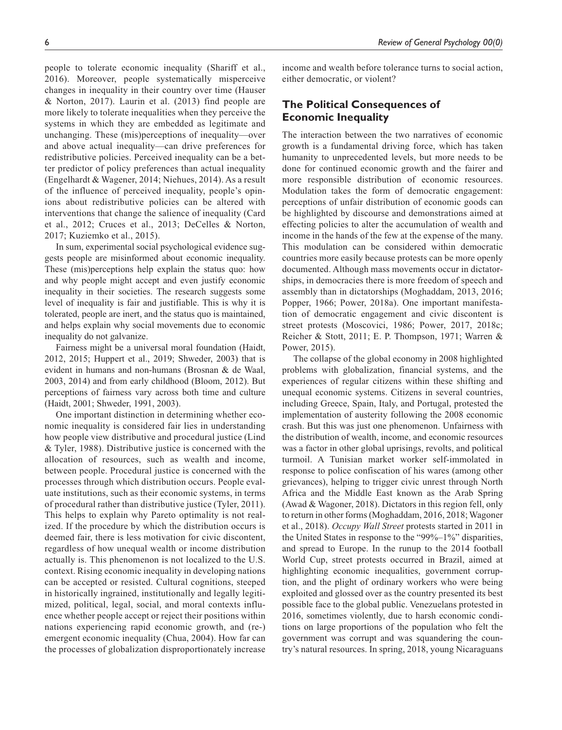people to tolerate economic inequality (Shariff et al., 2016). Moreover, people systematically misperceive changes in inequality in their country over time (Hauser & Norton, 2017). Laurin et al. (2013) find people are more likely to tolerate inequalities when they perceive the systems in which they are embedded as legitimate and unchanging. These (mis)perceptions of inequality—over and above actual inequality—can drive preferences for redistributive policies. Perceived inequality can be a better predictor of policy preferences than actual inequality (Engelhardt & Wagener, 2014; Niehues, 2014). As a result of the influence of perceived inequality, people's opinions about redistributive policies can be altered with interventions that change the salience of inequality (Card et al., 2012; Cruces et al., 2013; DeCelles & Norton, 2017; Kuziemko et al., 2015).

In sum, experimental social psychological evidence suggests people are misinformed about economic inequality. These (mis)perceptions help explain the status quo: how and why people might accept and even justify economic inequality in their societies. The research suggests some level of inequality is fair and justifiable. This is why it is tolerated, people are inert, and the status quo is maintained, and helps explain why social movements due to economic inequality do not galvanize.

Fairness might be a universal moral foundation (Haidt, 2012, 2015; Huppert et al., 2019; Shweder, 2003) that is evident in humans and non-humans (Brosnan & de Waal, 2003, 2014) and from early childhood (Bloom, 2012). But perceptions of fairness vary across both time and culture (Haidt, 2001; Shweder, 1991, 2003).

One important distinction in determining whether economic inequality is considered fair lies in understanding how people view distributive and procedural justice (Lind & Tyler, 1988). Distributive justice is concerned with the allocation of resources, such as wealth and income, between people. Procedural justice is concerned with the processes through which distribution occurs. People evaluate institutions, such as their economic systems, in terms of procedural rather than distributive justice (Tyler, 2011). This helps to explain why Pareto optimality is not realized. If the procedure by which the distribution occurs is deemed fair, there is less motivation for civic discontent, regardless of how unequal wealth or income distribution actually is. This phenomenon is not localized to the U.S. context. Rising economic inequality in developing nations can be accepted or resisted. Cultural cognitions, steeped in historically ingrained, institutionally and legally legitimized, political, legal, social, and moral contexts influence whether people accept or reject their positions within nations experiencing rapid economic growth, and (re-) emergent economic inequality (Chua, 2004). How far can the processes of globalization disproportionately increase income and wealth before tolerance turns to social action, either democratic, or violent?

## The Political Consequences of Economic Inequality

The interaction between the two narratives of economic growth is a fundamental driving force, which has taken humanity to unprecedented levels, but more needs to be done for continued economic growth and the fairer and more responsible distribution of economic resources. Modulation takes the form of democratic engagement: perceptions of unfair distribution of economic goods can be highlighted by discourse and demonstrations aimed at effecting policies to alter the accumulation of wealth and income in the hands of the few at the expense of the many. This modulation can be considered within democratic countries more easily because protests can be more openly documented. Although mass movements occur in dictatorships, in democracies there is more freedom of speech and assembly than in dictatorships (Moghaddam, 2013, 2016; Popper, 1966; Power, 2018a). One important manifestation of democratic engagement and civic discontent is street protests (Moscovici, 1986; Power, 2017, 2018c; Reicher & Stott, 2011; E. P. Thompson, 1971; Warren & Power, 2015).

The collapse of the global economy in 2008 highlighted problems with globalization, financial systems, and the experiences of regular citizens within these shifting and unequal economic systems. Citizens in several countries, including Greece, Spain, Italy, and Portugal, protested the implementation of austerity following the 2008 economic crash. But this was just one phenomenon. Unfairness with the distribution of wealth, income, and economic resources was a factor in other global uprisings, revolts, and political turmoil. A Tunisian market worker self-immolated in response to police confiscation of his wares (among other grievances), helping to trigger civic unrest through North Africa and the Middle East known as the Arab Spring (Awad & Wagoner, 2018). Dictators in this region fell, only to return in other forms (Moghaddam, 2016, 2018; Wagoner et al., 2018). *Occupy Wall Street* protests started in 2011 in the United States in response to the "99%–1%" disparities, and spread to Europe. In the runup to the 2014 football World Cup, street protests occurred in Brazil, aimed at highlighting economic inequalities, government corruption, and the plight of ordinary workers who were being exploited and glossed over as the country presented its best possible face to the global public. Venezuelans protested in 2016, sometimes violently, due to harsh economic conditions on large proportions of the population who felt the government was corrupt and was squandering the country's natural resources. In spring, 2018, young Nicaraguans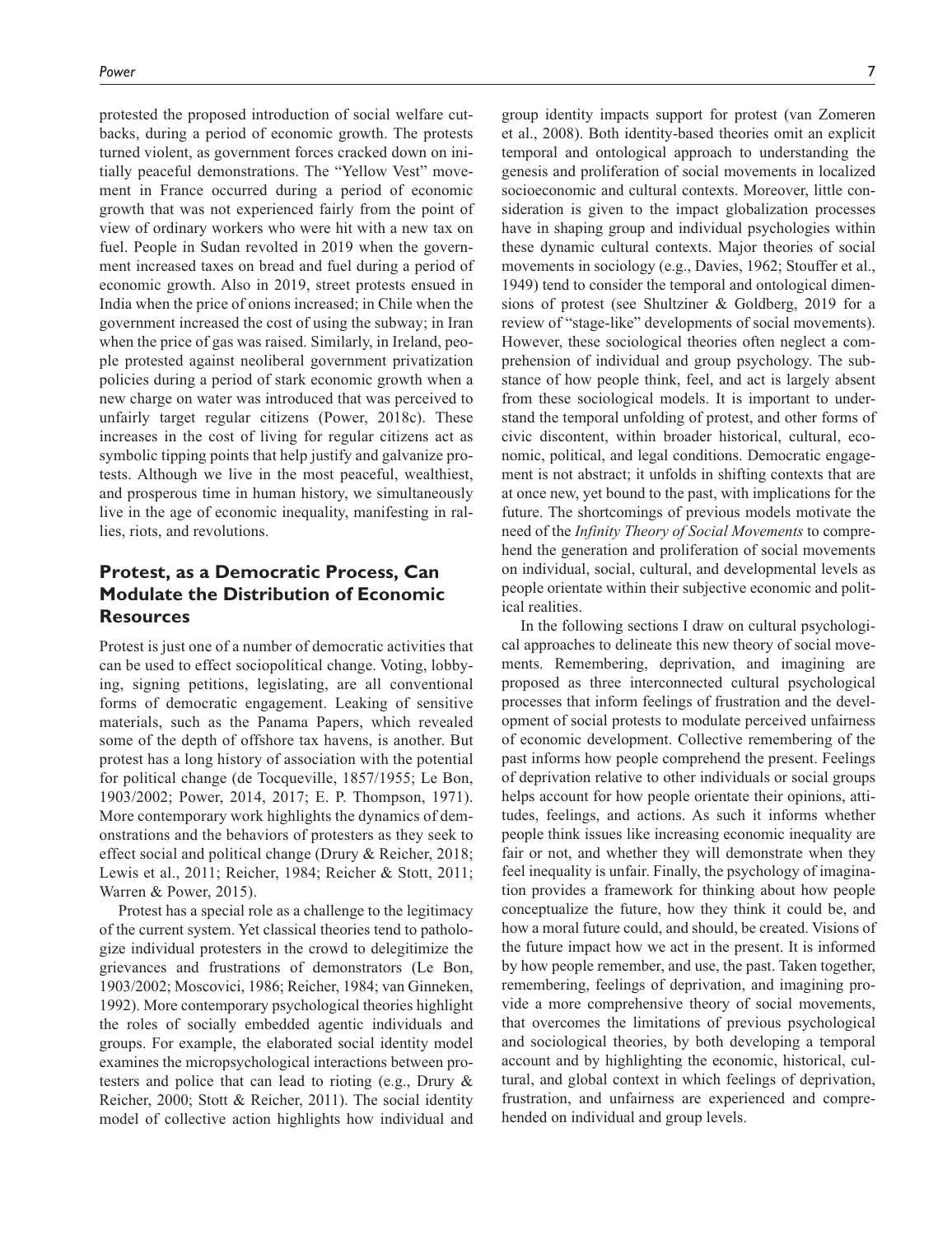protested the proposed introduction of social welfare cutbacks, during a period of economic growth. The protests turned violent, as government forces cracked down on initially peaceful demonstrations. The "Yellow Vest" movement in France occurred during a period of economic growth that was not experienced fairly from the point of view of ordinary workers who were hit with a new tax on fuel. People in Sudan revolted in 2019 when the government increased taxes on bread and fuel during a period of economic growth. Also in 2019, street protests ensued in India when the price of onions increased; in Chile when the government increased the cost of using the subway; in Iran when the price of gas was raised. Similarly, in Ireland, people protested against neoliberal government privatization policies during a period of stark economic growth when a new charge on water was introduced that was perceived to unfairly target regular citizens (Power, 2018c). These increases in the cost of living for regular citizens act as symbolic tipping points that help justify and galvanize protests. Although we live in the most peaceful, wealthiest, and prosperous time in human history, we simultaneously live in the age of economic inequality, manifesting in rallies, riots, and revolutions.

## Protest, as a Democratic Process, Can Modulate the Distribution of Economic Resources

Protest is just one of a number of democratic activities that can be used to effect sociopolitical change. Voting, lobbying, signing petitions, legislating, are all conventional forms of democratic engagement. Leaking of sensitive materials, such as the Panama Papers, which revealed some of the depth of offshore tax havens, is another. But protest has a long history of association with the potential for political change (de Tocqueville, 1857/1955; Le Bon, 1903/2002; Power, 2014, 2017; E. P. Thompson, 1971). More contemporary work highlights the dynamics of demonstrations and the behaviors of protesters as they seek to effect social and political change (Drury & Reicher, 2018; Lewis et al., 2011; Reicher, 1984; Reicher & Stott, 2011; Warren & Power, 2015).

Protest has a special role as a challenge to the legitimacy of the current system. Yet classical theories tend to pathologize individual protesters in the crowd to delegitimize the grievances and frustrations of demonstrators (Le Bon, 1903/2002; Moscovici, 1986; Reicher, 1984; van Ginneken, 1992). More contemporary psychological theories highlight the roles of socially embedded agentic individuals and groups. For example, the elaborated social identity model examines the micropsychological interactions between protesters and police that can lead to rioting (e.g., Drury & Reicher, 2000; Stott & Reicher, 2011). The social identity model of collective action highlights how individual and group identity impacts support for protest (van Zomeren et al., 2008). Both identity-based theories omit an explicit temporal and ontological approach to understanding the genesis and proliferation of social movements in localized socioeconomic and cultural contexts. Moreover, little consideration is given to the impact globalization processes have in shaping group and individual psychologies within these dynamic cultural contexts. Major theories of social movements in sociology (e.g., Davies, 1962; Stouffer et al., 1949) tend to consider the temporal and ontological dimensions of protest (see Shultziner & Goldberg, 2019 for a review of "stage-like" developments of social movements). However, these sociological theories often neglect a comprehension of individual and group psychology. The substance of how people think, feel, and act is largely absent from these sociological models. It is important to understand the temporal unfolding of protest, and other forms of civic discontent, within broader historical, cultural, economic, political, and legal conditions. Democratic engagement is not abstract; it unfolds in shifting contexts that are at once new, yet bound to the past, with implications for the future. The shortcomings of previous models motivate the need of the *Infinity Theory of Social Movements* to comprehend the generation and proliferation of social movements on individual, social, cultural, and developmental levels as people orientate within their subjective economic and political realities.

In the following sections I draw on cultural psychological approaches to delineate this new theory of social movements. Remembering, deprivation, and imagining are proposed as three interconnected cultural psychological processes that inform feelings of frustration and the development of social protests to modulate perceived unfairness of economic development. Collective remembering of the past informs how people comprehend the present. Feelings of deprivation relative to other individuals or social groups helps account for how people orientate their opinions, attitudes, feelings, and actions. As such it informs whether people think issues like increasing economic inequality are fair or not, and whether they will demonstrate when they feel inequality is unfair. Finally, the psychology of imagination provides a framework for thinking about how people conceptualize the future, how they think it could be, and how a moral future could, and should, be created. Visions of the future impact how we act in the present. It is informed by how people remember, and use, the past. Taken together, remembering, feelings of deprivation, and imagining provide a more comprehensive theory of social movements, that overcomes the limitations of previous psychological and sociological theories, by both developing a temporal account and by highlighting the economic, historical, cultural, and global context in which feelings of deprivation, frustration, and unfairness are experienced and comprehended on individual and group levels.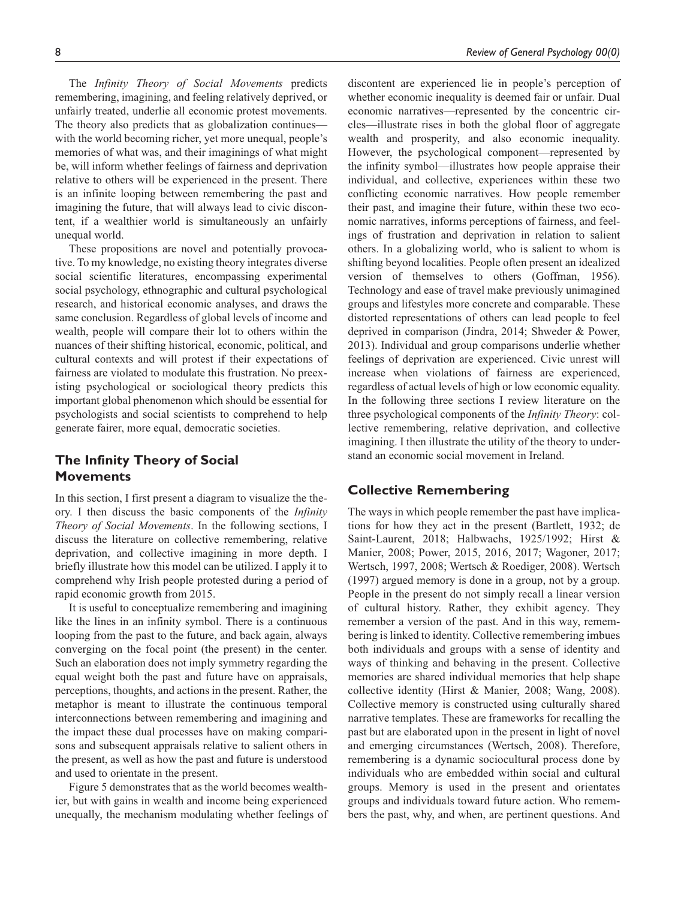The *Infinity Theory of Social Movements* predicts remembering, imagining, and feeling relatively deprived, or unfairly treated, underlie all economic protest movements. The theory also predicts that as globalization continues—with the world becoming richer, yet more unequal, people's memories of what was, and their imaginings of what might be, will inform whether feelings of fairness and deprivation relative to others will be experienced in the present. There is an infinite looping between remembering the past and imagining the future, that will always lead to civic discontent, if a wealthier world is simultaneously an unfairly unequal world.

These propositions are novel and potentially provocative. To my knowledge, no existing theory integrates diverse social scientific literatures, encompassing experimental social psychology, ethnographic and cultural psychological research, and historical economic analyses, and draws the same conclusion. Regardless of global levels of income and wealth, people will compare their lot to others within the nuances of their shifting historical, economic, political, and cultural contexts and will protest if their expectations of fairness are violated to modulate this frustration. No preexisting psychological or sociological theory predicts this important global phenomenon which should be essential for psychologists and social scientists to comprehend to help generate fairer, more equal, democratic societies.

## The Infinity Theory of Social Movements

In this section, I first present a diagram to visualize the theory. I then discuss the basic components of the *Infinity Theory of Social Movements*. In the following sections, I discuss the literature on collective remembering, relative deprivation, and collective imagining in more depth. I briefly illustrate how this model can be utilized. I apply it to comprehend why Irish people protested during a period of rapid economic growth from 2015.

It is useful to conceptualize remembering and imagining like the lines in an infinity symbol. There is a continuous looping from the past to the future, and back again, always converging on the focal point (the present) in the center. Such an elaboration does not imply symmetry regarding the equal weight both the past and future have on appraisals, perceptions, thoughts, and actions in the present. Rather, the metaphor is meant to illustrate the continuous temporal interconnections between remembering and imagining and the impact these dual processes have on making comparisons and subsequent appraisals relative to salient others in the present, as well as how the past and future is understood and used to orientate in the present.

Figure 5 demonstrates that as the world becomes wealthier, but with gains in wealth and income being experienced unequally, the mechanism modulating whether feelings of discontent are experienced lie in people's perception of whether economic inequality is deemed fair or unfair. Dual economic narratives—represented by the concentric circles—illustrate rises in both the global floor of aggregate wealth and prosperity, and also economic inequality. However, the psychological component—represented by the infinity symbol—illustrates how people appraise their individual, and collective, experiences within these two conflicting economic narratives. How people remember their past, and imagine their future, within these two economic narratives, informs perceptions of fairness, and feelings of frustration and deprivation in relation to salient others. In a globalizing world, who is salient to whom is shifting beyond localities. People often present an idealized version of themselves to others (Goffman, 1956). Technology and ease of travel make previously unimagined groups and lifestyles more concrete and comparable. These distorted representations of others can lead people to feel deprived in comparison (Jindra, 2014; Shweder & Power, 2013). Individual and group comparisons underlie whether feelings of deprivation are experienced. Civic unrest will increase when violations of fairness are experienced, regardless of actual levels of high or low economic equality. In the following three sections I review literature on the three psychological components of the *Infinity Theory*: collective remembering, relative deprivation, and collective imagining. I then illustrate the utility of the theory to understand an economic social movement in Ireland.

## Collective Remembering

The ways in which people remember the past have implications for how they act in the present (Bartlett, 1932; de Saint-Laurent, 2018; Halbwachs, 1925/1992; Hirst & Manier, 2008; Power, 2015, 2016, 2017; Wagoner, 2017; Wertsch, 1997, 2008; Wertsch & Roediger, 2008). Wertsch (1997) argued memory is done in a group, not by a group. People in the present do not simply recall a linear version of cultural history. Rather, they exhibit agency. They remember a version of the past. And in this way, remembering is linked to identity. Collective remembering imbues both individuals and groups with a sense of identity and ways of thinking and behaving in the present. Collective memories are shared individual memories that help shape collective identity (Hirst & Manier, 2008; Wang, 2008). Collective memory is constructed using culturally shared narrative templates. These are frameworks for recalling the past but are elaborated upon in the present in light of novel and emerging circumstances (Wertsch, 2008). Therefore, remembering is a dynamic sociocultural process done by individuals who are embedded within social and cultural groups. Memory is used in the present and orientates groups and individuals toward future action. Who remembers the past, why, and when, are pertinent questions. And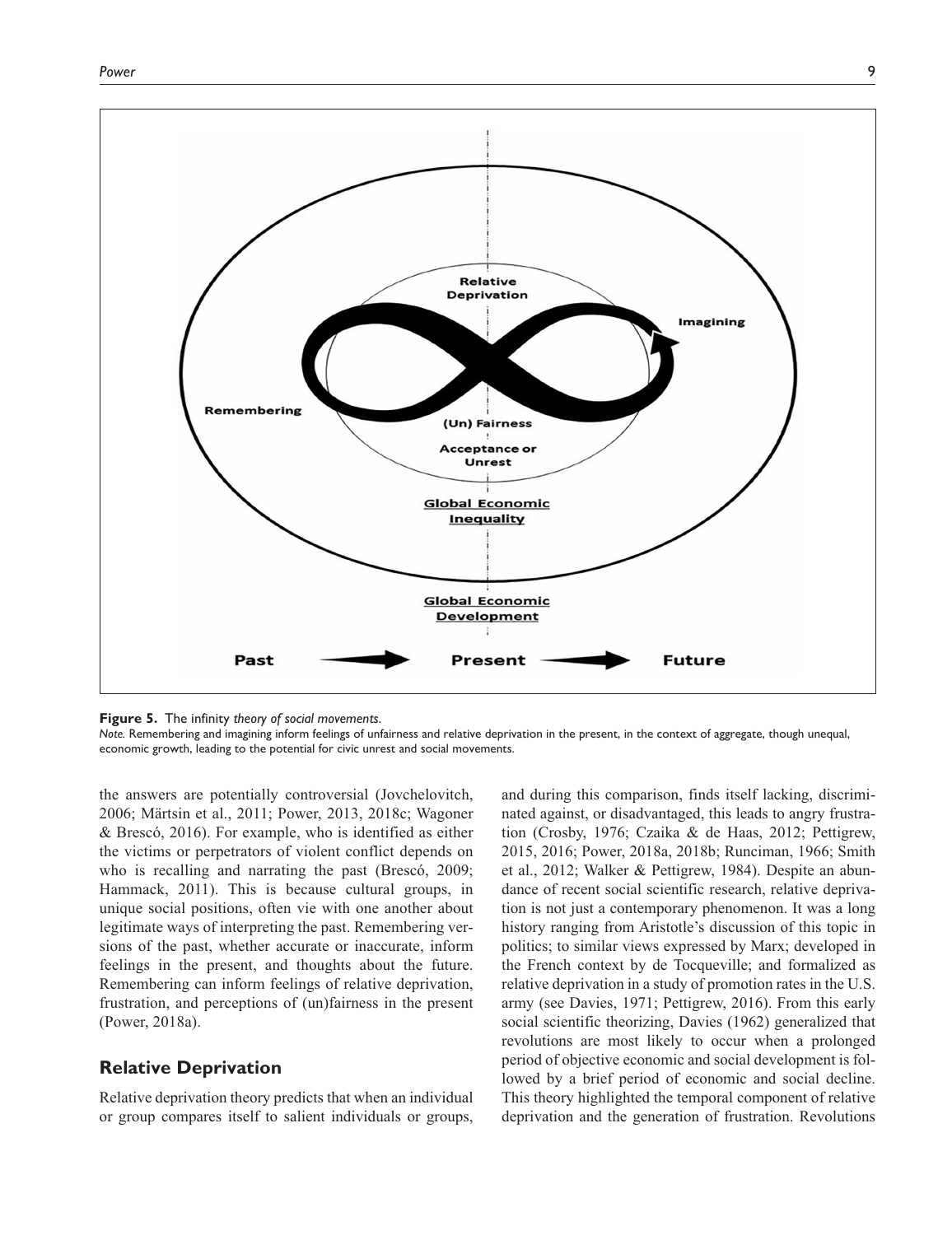**Figure 5.** The infinity *theory of social movements*.

*Note.* Remembering and imagining inform feelings of unfairness and relative deprivation in the present, in the context of aggregate, though unequal, economic growth, leading to the potential for civic unrest and social movements.

the answers are potentially controversial (Jovchelovitch, 2006; Märtsin et al., 2011; Power, 2013, 2018c; Wagoner & Brescó, 2016). For example, who is identified as either the victims or perpetrators of violent conflict depends on who is recalling and narrating the past (Brescó, 2009; Hammack, 2011). This is because cultural groups, in unique social positions, often vie with one another about legitimate ways of interpreting the past. Remembering versions of the past, whether accurate or inaccurate, inform feelings in the present, and thoughts about the future. Remembering can inform feelings of relative deprivation, frustration, and perceptions of (un)fairness in the present (Power, 2018a).

## Relative Deprivation

Relative deprivation theory predicts that when an individual or group compares itself to salient individuals or groups, and during this comparison, finds itself lacking, discriminated against, or disadvantaged, this leads to angry frustration (Crosby, 1976; Czaika & de Haas, 2012; Pettigrew, 2015, 2016; Power, 2018a, 2018b; Runciman, 1966; Smith et al., 2012; Walker & Pettigrew, 1984). Despite an abundance of recent social scientific research, relative deprivation is not just a contemporary phenomenon. It was a long history ranging from Aristotle's discussion of this topic in politics; to similar views expressed by Marx; developed in the French context by de Tocqueville; and formalized as relative deprivation in a study of promotion rates in the U.S. army (see Davies, 1971; Pettigrew, 2016). From this early social scientific theorizing, Davies (1962) generalized that revolutions are most likely to occur when a prolonged period of objective economic and social development is followed by a brief period of economic and social decline. This theory highlighted the temporal component of relative deprivation and the generation of frustration. Revolutions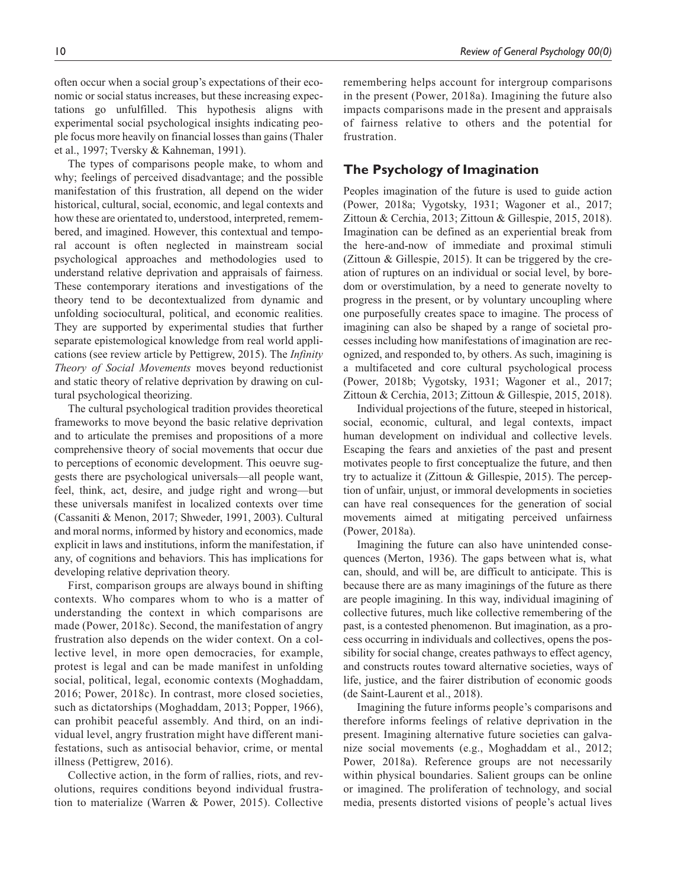often occur when a social group's expectations of their economic or social status increases, but these increasing expectations go unfulfilled. This hypothesis aligns with experimental social psychological insights indicating people focus more heavily on financial losses than gains (Thaler et al., 1997; Tversky & Kahneman, 1991).

The types of comparisons people make, to whom and why; feelings of perceived disadvantage; and the possible manifestation of this frustration, all depend on the wider historical, cultural, social, economic, and legal contexts and how these are orientated to, understood, interpreted, remembered, and imagined. However, this contextual and temporal account is often neglected in mainstream social psychological approaches and methodologies used to understand relative deprivation and appraisals of fairness. These contemporary iterations and investigations of the theory tend to be decontextualized from dynamic and unfolding sociocultural, political, and economic realities. They are supported by experimental studies that further separate epistemological knowledge from real world applications (see review article by Pettigrew, 2015). The *Infinity Theory of Social Movements* moves beyond reductionist and static theory of relative deprivation by drawing on cultural psychological theorizing.

The cultural psychological tradition provides theoretical frameworks to move beyond the basic relative deprivation and to articulate the premises and propositions of a more comprehensive theory of social movements that occur due to perceptions of economic development. This oeuvre suggests there are psychological universals—all people want, feel, think, act, desire, and judge right and wrong—but these universals manifest in localized contexts over time (Cassaniti & Menon, 2017; Shweder, 1991, 2003). Cultural and moral norms, informed by history and economics, made explicit in laws and institutions, inform the manifestation, if any, of cognitions and behaviors. This has implications for developing relative deprivation theory.

First, comparison groups are always bound in shifting contexts. Who compares whom to who is a matter of understanding the context in which comparisons are made (Power, 2018c). Second, the manifestation of angry frustration also depends on the wider context. On a collective level, in more open democracies, for example, protest is legal and can be made manifest in unfolding social, political, legal, economic contexts (Moghaddam, 2016; Power, 2018c). In contrast, more closed societies, such as dictatorships (Moghaddam, 2013; Popper, 1966), can prohibit peaceful assembly. And third, on an individual level, angry frustration might have different manifestations, such as antisocial behavior, crime, or mental illness (Pettigrew, 2016).

Collective action, in the form of rallies, riots, and revolutions, requires conditions beyond individual frustration to materialize (Warren & Power, 2015). Collective remembering helps account for intergroup comparisons in the present (Power, 2018a). Imagining the future also impacts comparisons made in the present and appraisals of fairness relative to others and the potential for frustration.

## The Psychology of Imagination

Peoples imagination of the future is used to guide action (Power, 2018a; Vygotsky, 1931; Wagoner et al., 2017; Zittoun & Cerchia, 2013; Zittoun & Gillespie, 2015, 2018). Imagination can be defined as an experiential break from the here-and-now of immediate and proximal stimuli (Zittoun & Gillespie, 2015). It can be triggered by the creation of ruptures on an individual or social level, by boredom or overstimulation, by a need to generate novelty to progress in the present, or by voluntary uncoupling where one purposefully creates space to imagine. The process of imagining can also be shaped by a range of societal processes including how manifestations of imagination are recognized, and responded to, by others. As such, imagining is a multifaceted and core cultural psychological process (Power, 2018b; Vygotsky, 1931; Wagoner et al., 2017; Zittoun & Cerchia, 2013; Zittoun & Gillespie, 2015, 2018).

Individual projections of the future, steeped in historical, social, economic, cultural, and legal contexts, impact human development on individual and collective levels. Escaping the fears and anxieties of the past and present motivates people to first conceptualize the future, and then try to actualize it (Zittoun & Gillespie, 2015). The perception of unfair, unjust, or immoral developments in societies can have real consequences for the generation of social movements aimed at mitigating perceived unfairness (Power, 2018a).

Imagining the future can also have unintended consequences (Merton, 1936). The gaps between what is, what can, should, and will be, are difficult to anticipate. This is because there are as many imaginings of the future as there are people imagining. In this way, individual imagining of collective futures, much like collective remembering of the past, is a contested phenomenon. But imagination, as a process occurring in individuals and collectives, opens the possibility for social change, creates pathways to effect agency, and constructs routes toward alternative societies, ways of life, justice, and the fairer distribution of economic goods (de Saint-Laurent et al., 2018).

Imagining the future informs people's comparisons and therefore informs feelings of relative deprivation in the present. Imagining alternative future societies can galvanize social movements (e.g., Moghaddam et al., 2012; Power, 2018a). Reference groups are not necessarily within physical boundaries. Salient groups can be online or imagined. The proliferation of technology, and social media, presents distorted visions of people's actual lives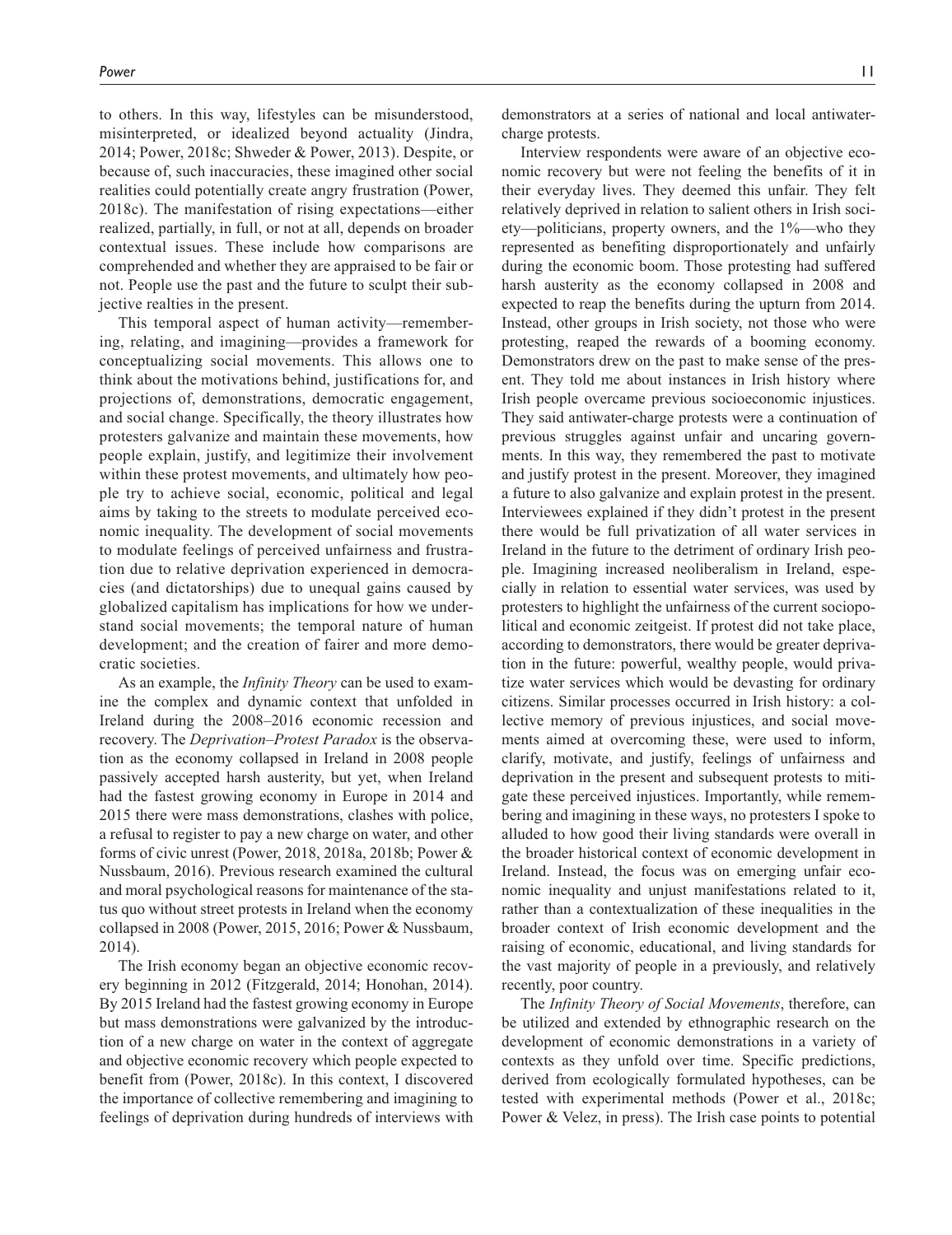to others. In this way, lifestyles can be misunderstood, misinterpreted, or idealized beyond actuality (Jindra, 2014; Power, 2018c; Shweder & Power, 2013). Despite, or because of, such inaccuracies, these imagined other social realities could potentially create angry frustration (Power, 2018c). The manifestation of rising expectations—either realized, partially, in full, or not at all, depends on broader contextual issues. These include how comparisons are comprehended and whether they are appraised to be fair or not. People use the past and the future to sculpt their subjective realties in the present.

This temporal aspect of human activity—remembering, relating, and imagining—provides a framework for conceptualizing social movements. This allows one to think about the motivations behind, justifications for, and projections of, demonstrations, democratic engagement, and social change. Specifically, the theory illustrates how protesters galvanize and maintain these movements, how people explain, justify, and legitimize their involvement within these protest movements, and ultimately how people try to achieve social, economic, political and legal aims by taking to the streets to modulate perceived economic inequality. The development of social movements to modulate feelings of perceived unfairness and frustration due to relative deprivation experienced in democracies (and dictatorships) due to unequal gains caused by globalized capitalism has implications for how we understand social movements; the temporal nature of human development; and the creation of fairer and more democratic societies.

As an example, the *Infinity Theory* can be used to examine the complex and dynamic context that unfolded in Ireland during the 2008–2016 economic recession and recovery. The *Deprivation–Protest Paradox* is the observation as the economy collapsed in Ireland in 2008 people passively accepted harsh austerity, but yet, when Ireland had the fastest growing economy in Europe in 2014 and 2015 there were mass demonstrations, clashes with police, a refusal to register to pay a new charge on water, and other forms of civic unrest (Power, 2018, 2018a, 2018b; Power & Nussbaum, 2016). Previous research examined the cultural and moral psychological reasons for maintenance of the status quo without street protests in Ireland when the economy collapsed in 2008 (Power, 2015, 2016; Power & Nussbaum, 2014).

The Irish economy began an objective economic recovery beginning in 2012 (Fitzgerald, 2014; Honohan, 2014). By 2015 Ireland had the fastest growing economy in Europe but mass demonstrations were galvanized by the introduction of a new charge on water in the context of aggregate and objective economic recovery which people expected to benefit from (Power, 2018c). In this context, I discovered the importance of collective remembering and imagining to feelings of deprivation during hundreds of interviews with demonstrators at a series of national and local antiwater-charge protests.

Interview respondents were aware of an objective economic recovery but were not feeling the benefits of it in their everyday lives. They deemed this unfair. They felt relatively deprived in relation to salient others in Irish society—politicians, property owners, and the 1%—who they represented as benefiting disproportionately and unfairly during the economic boom. Those protesting had suffered harsh austerity as the economy collapsed in 2008 and expected to reap the benefits during the upturn from 2014. Instead, other groups in Irish society, not those who were protesting, reaped the rewards of a booming economy. Demonstrators drew on the past to make sense of the present. They told me about instances in Irish history where Irish people overcame previous socioeconomic injustices. They said antiwater-charge protests were a continuation of previous struggles against unfair and uncaring governments. In this way, they remembered the past to motivate and justify protest in the present. Moreover, they imagined a future to also galvanize and explain protest in the present. Interviewees explained if they didn't protest in the present there would be full privatization of all water services in Ireland in the future to the detriment of ordinary Irish people. Imagining increased neoliberalism in Ireland, especially in relation to essential water services, was used by protesters to highlight the unfairness of the current sociopolitical and economic zeitgeist. If protest did not take place, according to demonstrators, there would be greater deprivation in the future: powerful, wealthy people, would privatize water services which would be devasting for ordinary citizens. Similar processes occurred in Irish history: a collective memory of previous injustices, and social movements aimed at overcoming these, were used to inform, clarify, motivate, and justify, feelings of unfairness and deprivation in the present and subsequent protests to mitigate these perceived injustices. Importantly, while remembering and imagining in these ways, no protesters I spoke to alluded to how good their living standards were overall in the broader historical context of economic development in Ireland. Instead, the focus was on emerging unfair economic inequality and unjust manifestations related to it, rather than a contextualization of these inequalities in the broader context of Irish economic development and the raising of economic, educational, and living standards for the vast majority of people in a previously, and relatively recently, poor country.

The *Infinity Theory of Social Movements*, therefore, can be utilized and extended by ethnographic research on the development of economic demonstrations in a variety of contexts as they unfold over time. Specific predictions, derived from ecologically formulated hypotheses, can be tested with experimental methods (Power et al., 2018c; Power & Velez, in press). The Irish case points to potential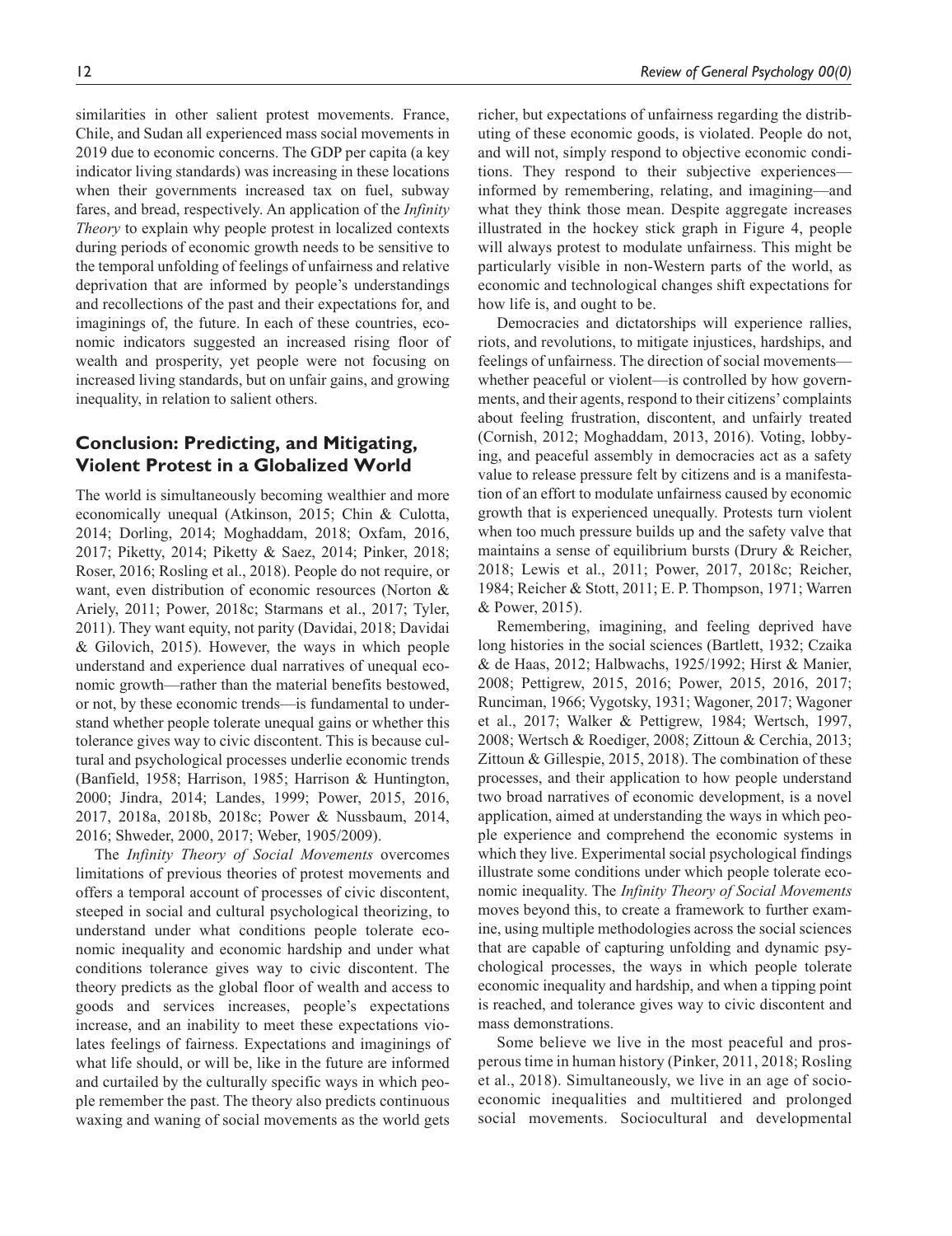similarities in other salient protest movements. France, Chile, and Sudan all experienced mass social movements in 2019 due to economic concerns. The GDP per capita (a key indicator living standards) was increasing in these locations when their governments increased tax on fuel, subway fares, and bread, respectively. An application of the *Infinity Theory* to explain why people protest in localized contexts during periods of economic growth needs to be sensitive to the temporal unfolding of feelings of unfairness and relative deprivation that are informed by people's understandings and recollections of the past and their expectations for, and imaginings of, the future. In each of these countries, economic indicators suggested an increased rising floor of wealth and prosperity, yet people were not focusing on increased living standards, but on unfair gains, and growing inequality, in relation to salient others.

## Conclusion: Predicting, and Mitigating, Violent Protest in a Globalized World

The world is simultaneously becoming wealthier and more economically unequal (Atkinson, 2015; Chin & Culotta, 2014; Dorling, 2014; Moghaddam, 2018; Oxfam, 2016, 2017; Piketty, 2014; Piketty & Saez, 2014; Pinker, 2018; Roser, 2016; Rosling et al., 2018). People do not require, or want, even distribution of economic resources (Norton & Ariely, 2011; Power, 2018c; Starmans et al., 2017; Tyler, 2011). They want equity, not parity (Davidai, 2018; Davidai & Gilovich, 2015). However, the ways in which people understand and experience dual narratives of unequal economic growth—rather than the material benefits bestowed, or not, by these economic trends—is fundamental to understand whether people tolerate unequal gains or whether this tolerance gives way to civic discontent. This is because cultural and psychological processes underlie economic trends (Banfield, 1958; Harrison, 1985; Harrison & Huntington, 2000; Jindra, 2014; Landes, 1999; Power, 2015, 2016, 2017, 2018a, 2018b, 2018c; Power & Nussbaum, 2014, 2016; Shweder, 2000, 2017; Weber, 1905/2009).

The *Infinity Theory of Social Movements* overcomes limitations of previous theories of protest movements and offers a temporal account of processes of civic discontent, steeped in social and cultural psychological theorizing, to understand under what conditions people tolerate economic inequality and economic hardship and under what conditions tolerance gives way to civic discontent. The theory predicts as the global floor of wealth and access to goods and services increases, people's expectations increase, and an inability to meet these expectations violates feelings of fairness. Expectations and imaginings of what life should, or will be, like in the future are informed and curtailed by the culturally specific ways in which people remember the past. The theory also predicts continuous waxing and waning of social movements as the world gets richer, but expectations of unfairness regarding the distributing of these economic goods, is violated. People do not, and will not, simply respond to objective economic conditions. They respond to their subjective experiences—informed by remembering, relating, and imagining—and what they think those mean. Despite aggregate increases illustrated in the hockey stick graph in Figure 4, people will always protest to modulate unfairness. This might be particularly visible in non-Western parts of the world, as economic and technological changes shift expectations for how life is, and ought to be.

Democracies and dictatorships will experience rallies, riots, and revolutions, to mitigate injustices, hardships, and feelings of unfairness. The direction of social movements—whether peaceful or violent—is controlled by how governments, and their agents, respond to their citizens' complaints about feeling frustration, discontent, and unfairly treated (Cornish, 2012; Moghaddam, 2013, 2016). Voting, lobbying, and peaceful assembly in democracies act as a safety value to release pressure felt by citizens and is a manifestation of an effort to modulate unfairness caused by economic growth that is experienced unequally. Protests turn violent when too much pressure builds up and the safety valve that maintains a sense of equilibrium bursts (Drury & Reicher, 2018; Lewis et al., 2011; Power, 2017, 2018c; Reicher, 1984; Reicher & Stott, 2011; E. P. Thompson, 1971; Warren & Power, 2015).

Remembering, imagining, and feeling deprived have long histories in the social sciences (Bartlett, 1932; Czaika & de Haas, 2012; Halbwachs, 1925/1992; Hirst & Manier, 2008; Pettigrew, 2015, 2016; Power, 2015, 2016, 2017; Runciman, 1966; Vygotsky, 1931; Wagoner, 2017; Wagoner et al., 2017; Walker & Pettigrew, 1984; Wertsch, 1997, 2008; Wertsch & Roediger, 2008; Zittoun & Cerchia, 2013; Zittoun & Gillespie, 2015, 2018). The combination of these processes, and their application to how people understand two broad narratives of economic development, is a novel application, aimed at understanding the ways in which people experience and comprehend the economic systems in which they live. Experimental social psychological findings illustrate some conditions under which people tolerate economic inequality. The *Infinity Theory of Social Movements* moves beyond this, to create a framework to further examine, using multiple methodologies across the social sciences that are capable of capturing unfolding and dynamic psychological processes, the ways in which people tolerate economic inequality and hardship, and when a tipping point is reached, and tolerance gives way to civic discontent and mass demonstrations.

Some believe we live in the most peaceful and prosperous time in human history (Pinker, 2011, 2018; Rosling et al., 2018). Simultaneously, we live in an age of socioeconomic inequalities and multitiered and prolonged social movements. Sociocultural and developmental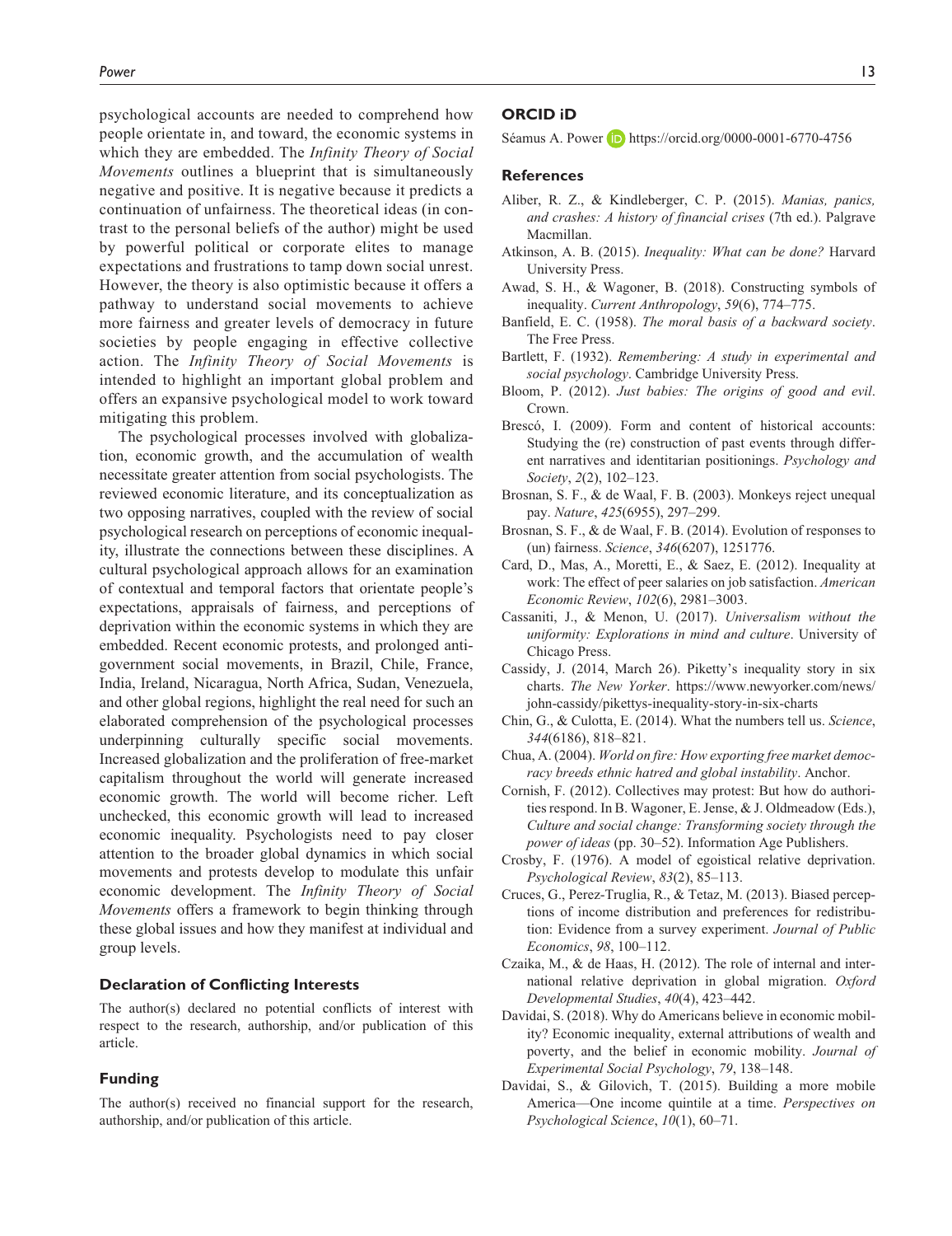psychological accounts are needed to comprehend how people orientate in, and toward, the economic systems in which they are embedded. The *Infinity Theory of Social Movements* outlines a blueprint that is simultaneously negative and positive. It is negative because it predicts a continuation of unfairness. The theoretical ideas (in contrast to the personal beliefs of the author) might be used by powerful political or corporate elites to manage expectations and frustrations to tamp down social unrest. However, the theory is also optimistic because it offers a pathway to understand social movements to achieve more fairness and greater levels of democracy in future societies by people engaging in effective collective action. The *Infinity Theory of Social Movements* is intended to highlight an important global problem and offers an expansive psychological model to work toward mitigating this problem.

The psychological processes involved with globalization, economic growth, and the accumulation of wealth necessitate greater attention from social psychologists. The reviewed economic literature, and its conceptualization as two opposing narratives, coupled with the review of social psychological research on perceptions of economic inequality, illustrate the connections between these disciplines. A cultural psychological approach allows for an examination of contextual and temporal factors that orientate people's expectations, appraisals of fairness, and perceptions of deprivation within the economic systems in which they are embedded. Recent economic protests, and prolonged anti-government social movements, in Brazil, Chile, France, India, Ireland, Nicaragua, North Africa, Sudan, Venezuela, and other global regions, highlight the real need for such an elaborated comprehension of the psychological processes underpinning culturally specific social movements. Increased globalization and the proliferation of free-market capitalism throughout the world will generate increased economic growth. The world will become richer. Left unchecked, this economic growth will lead to increased economic inequality. Psychologists need to pay closer attention to the broader global dynamics in which social movements and protests develop to modulate this unfair economic development. The *Infinity Theory of Social Movements* offers a framework to begin thinking through these global issues and how they manifest at individual and group levels.

### Declaration of Conflicting Interests

The author(s) declared no potential conflicts of interest with respect to the research, authorship, and/or publication of this article.

### Funding

The author(s) received no financial support for the research, authorship, and/or publication of this article.

### ORCID iD

Séamus A. Power https://orcid.org/0000-0001-6770-4756

### References

Aliber, R. Z., & Kindleberger, C. P. (2015). *Manias, panics, and crashes: A history of financial crises* (7th ed.). Palgrave Macmillan.

Atkinson, A. B. (2015). *Inequality: What can be done?* Harvard University Press.

Awad, S. H., & Wagoner, B. (2018). Constructing symbols of inequality. *Current Anthropology*, *59*(6), 774–775.

Banfield, E. C. (1958). *The moral basis of a backward society*. The Free Press.

Bartlett, F. (1932). *Remembering: A study in experimental and social psychology*. Cambridge University Press.

Bloom, P. (2012). *Just babies: The origins of good and evil*. Crown.

Brescó, I. (2009). Form and content of historical accounts: Studying the (re) construction of past events through different narratives and identitarian positionings. *Psychology and Society*, *2*(2), 102–123.

Brosnan, S. F., & de Waal, F. B. (2003). Monkeys reject unequal pay. *Nature*, *425*(6955), 297–299.

Brosnan, S. F., & de Waal, F. B. (2014). Evolution of responses to (un) fairness. *Science*, *346*(6207), 1251776.

Card, D., Mas, A., Moretti, E., & Saez, E. (2012). Inequality at work: The effect of peer salaries on job satisfaction. *American Economic Review*, *102*(6), 2981–3003.

Cassaniti, J., & Menon, U. (2017). *Universalism without the uniformity: Explorations in mind and culture*. University of Chicago Press.

Cassidy, J. (2014, March 26). Piketty's inequality story in six charts. *The New Yorker*. https://www.newyorker.com/news/john-cassidy/pikettys-inequality-story-in-six-charts

Chin, G., & Culotta, E. (2014). What the numbers tell us. *Science*, *344*(6186), 818–821.

Chua, A. (2004). *World on fire: How exporting free market democracy breeds ethnic hatred and global instability*. Anchor.

Cornish, F. (2012). Collectives may protest: But how do authorities respond. In B. Wagoner, E. Jense, & J. Oldmeadow (Eds.), *Culture and social change: Transforming society through the power of ideas* (pp. 30–52). Information Age Publishers.

Crosby, F. (1976). A model of egoistical relative deprivation. *Psychological Review*, *83*(2), 85–113.

Cruces, G., Perez-Truglia, R., & Tetaz, M. (2013). Biased perceptions of income distribution and preferences for redistribution: Evidence from a survey experiment. *Journal of Public Economics*, *98*, 100–112.

Czaika, M., & de Haas, H. (2012). The role of internal and international relative deprivation in global migration. *Oxford Developmental Studies*, *40*(4), 423–442.

Davidai, S. (2018). Why do Americans believe in economic mobility? Economic inequality, external attributions of wealth and poverty, and the belief in economic mobility. *Journal of Experimental Social Psychology*, *79*, 138–148.

Davidai, S., & Gilovich, T. (2015). Building a more mobile America—One income quintile at a time. *Perspectives on Psychological Science*, *10*(1), 60–71.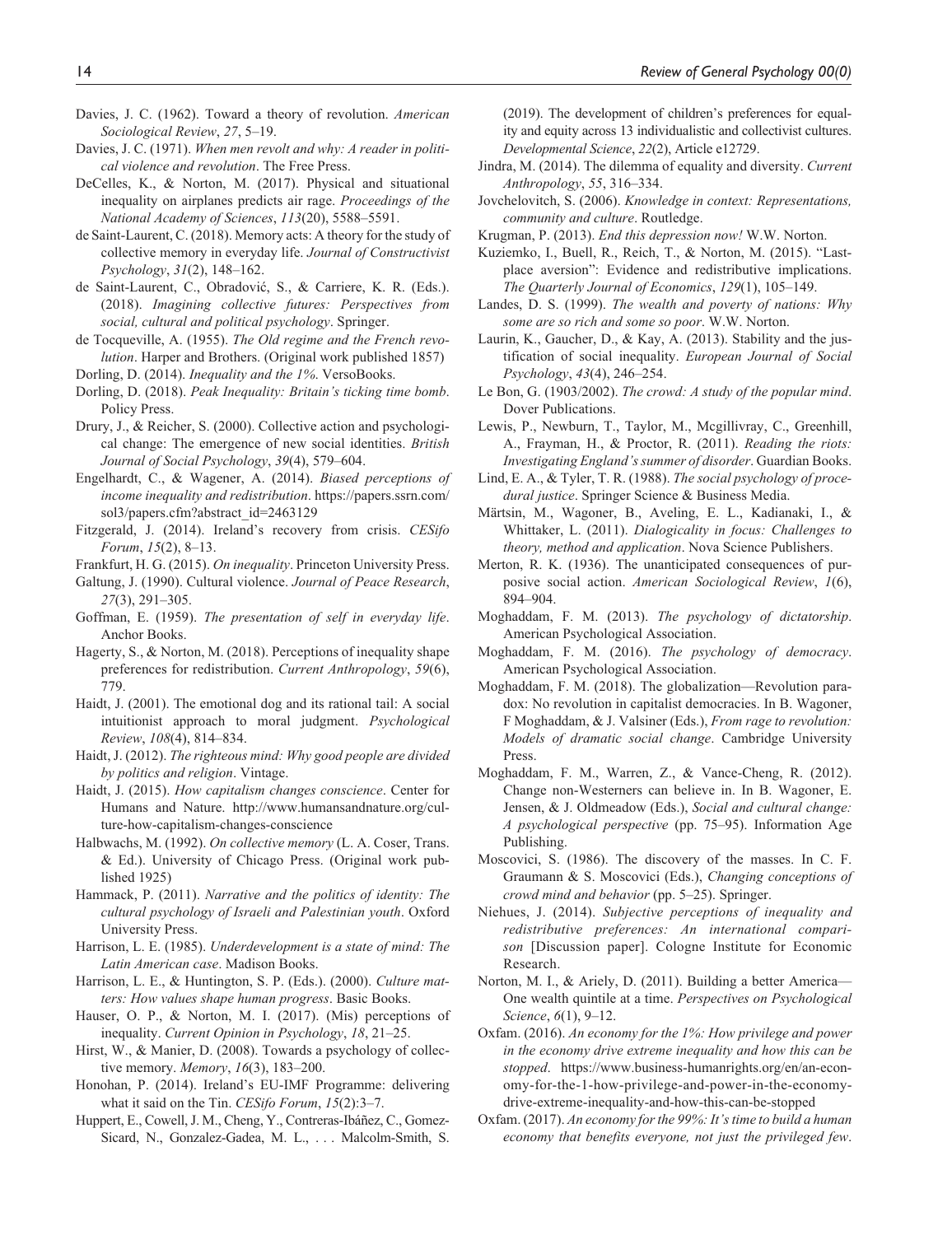Davies, J. C. (1962). Toward a theory of revolution. *American Sociological Review*, *27*, 5–19.

Davies, J. C. (1971). *When men revolt and why: A reader in political violence and revolution*. The Free Press.

DeCelles, K., & Norton, M. (2017). Physical and situational inequality on airplanes predicts air rage. *Proceedings of the National Academy of Sciences*, *113*(20), 5588–5591.

de Saint-Laurent, C. (2018). Memory acts: A theory for the study of collective memory in everyday life. *Journal of Constructivist Psychology*, *31*(2), 148–162.

de Saint-Laurent, C., Obradović, S., & Carriere, K. R. (Eds.). (2018). *Imagining collective futures: Perspectives from social, cultural and political psychology*. Springer.

de Tocqueville, A. (1955). *The Old regime and the French revolution*. Harper and Brothers. (Original work published 1857)

Dorling, D. (2014). *Inequality and the 1%*. VersoBooks.

Dorling, D. (2018). *Peak Inequality: Britain's ticking time bomb*. Policy Press.

Drury, J., & Reicher, S. (2000). Collective action and psychological change: The emergence of new social identities. *British Journal of Social Psychology*, *39*(4), 579–604.

Engelhardt, C., & Wagener, A. (2014). *Biased perceptions of income inequality and redistribution*. https://papers.ssrn.com/sol3/papers.cfm?abstract_id=2463129

Fitzgerald, J. (2014). Ireland's recovery from crisis. *CESifo Forum*, *15*(2), 8–13.

Frankfurt, H. G. (2015). *On inequality*. Princeton University Press.

Galtung, J. (1990). Cultural violence. *Journal of Peace Research*, *27*(3), 291–305.

Goffman, E. (1959). *The presentation of self in everyday life*. Anchor Books.

Hagerty, S., & Norton, M. (2018). Perceptions of inequality shape preferences for redistribution. *Current Anthropology*, *59*(6), 779.

Haidt, J. (2001). The emotional dog and its rational tail: A social intuitionist approach to moral judgment. *Psychological Review*, *108*(4), 814–834.

Haidt, J. (2012). *The righteous mind: Why good people are divided by politics and religion*. Vintage.

Haidt, J. (2015). *How capitalism changes conscience*. Center for Humans and Nature. http://www.humansandnature.org/culture-how-capitalism-changes-conscience

Halbwachs, M. (1992). *On collective memory* (L. A. Coser, Trans. & Ed.). University of Chicago Press. (Original work published 1925)

Hammack, P. (2011). *Narrative and the politics of identity: The cultural psychology of Israeli and Palestinian youth*. Oxford University Press.

Harrison, L. E. (1985). *Underdevelopment is a state of mind: The Latin American case*. Madison Books.

Harrison, L. E., & Huntington, S. P. (Eds.). (2000). *Culture matters: How values shape human progress*. Basic Books.

Hauser, O. P., & Norton, M. I. (2017). (Mis) perceptions of inequality. *Current Opinion in Psychology*, *18*, 21–25.

Hirst, W., & Manier, D. (2008). Towards a psychology of collective memory. *Memory*, *16*(3), 183–200.

Honohan, P. (2014). Ireland's EU-IMF Programme: delivering what it said on the Tin. *CESifo Forum*, *15*(2):3–7.

Huppert, E., Cowell, J. M., Cheng, Y., Contreras-Ibáñez, C., Gomez-Sicard, N., Gonzalez-Gadea, M. L., . . . Malcolm-Smith, S. (2019). The development of children's preferences for equality and equity across 13 individualistic and collectivist cultures. *Developmental Science*, *22*(2), Article e12729.

Jindra, M. (2014). The dilemma of equality and diversity. *Current Anthropology*, *55*, 316–334.

Jovchelovitch, S. (2006). *Knowledge in context: Representations, community and culture*. Routledge.

Krugman, P. (2013). *End this depression now!* W.W. Norton.

Kuziemko, I., Buell, R., Reich, T., & Norton, M. (2015). "Last-place aversion": Evidence and redistributive implications. *The Quarterly Journal of Economics*, *129*(1), 105–149.

Landes, D. S. (1999). *The wealth and poverty of nations: Why some are so rich and some so poor*. W.W. Norton.

Laurin, K., Gaucher, D., & Kay, A. (2013). Stability and the justification of social inequality. *European Journal of Social Psychology*, *43*(4), 246–254.

Le Bon, G. (1903/2002). *The crowd: A study of the popular mind*. Dover Publications.

Lewis, P., Newburn, T., Taylor, M., Mcgillivray, C., Greenhill, A., Frayman, H., & Proctor, R. (2011). *Reading the riots: Investigating England's summer of disorder*. Guardian Books.

Lind, E. A., & Tyler, T. R. (1988). *The social psychology of procedural justice*. Springer Science & Business Media.

Märtsin, M., Wagoner, B., Aveling, E. L., Kadianaki, I., & Whittaker, L. (2011). *Dialogicality in focus: Challenges to theory, method and application*. Nova Science Publishers.

Merton, R. K. (1936). The unanticipated consequences of purposive social action. *American Sociological Review*, *1*(6), 894–904.

Moghaddam, F. M. (2013). *The psychology of dictatorship*. American Psychological Association.

Moghaddam, F. M. (2016). *The psychology of democracy*. American Psychological Association.

Moghaddam, F. M. (2018). The globalization—Revolution paradox: No revolution in capitalist democracies. In B. Wagoner, F Moghaddam, & J. Valsiner (Eds.), *From rage to revolution: Models of dramatic social change*. Cambridge University Press.

Moghaddam, F. M., Warren, Z., & Vance-Cheng, R. (2012). Change non-Westerners can believe in. In B. Wagoner, E. Jensen, & J. Oldmeadow (Eds.), *Social and cultural change: A psychological perspective* (pp. 75–95). Information Age Publishing.

Moscovici, S. (1986). The discovery of the masses. In C. F. Graumann & S. Moscovici (Eds.), *Changing conceptions of crowd mind and behavior* (pp. 5–25). Springer.

Niehues, J. (2014). *Subjective perceptions of inequality and redistributive preferences: An international comparison* [Discussion paper]. Cologne Institute for Economic Research.

Norton, M. I., & Ariely, D. (2011). Building a better America—One wealth quintile at a time. *Perspectives on Psychological Science*, *6*(1), 9–12.

Oxfam. (2016). *An economy for the 1%: How privilege and power in the economy drive extreme inequality and how this can be stopped*. https://www.business-humanrights.org/en/an-economy-for-the-1-how-privilege-and-power-in-the-economy-drive-extreme-inequality-and-how-this-can-be-stopped

Oxfam. (2017). *An economy for the 99%: It's time to build a human economy that benefits everyone, not just the privileged few*.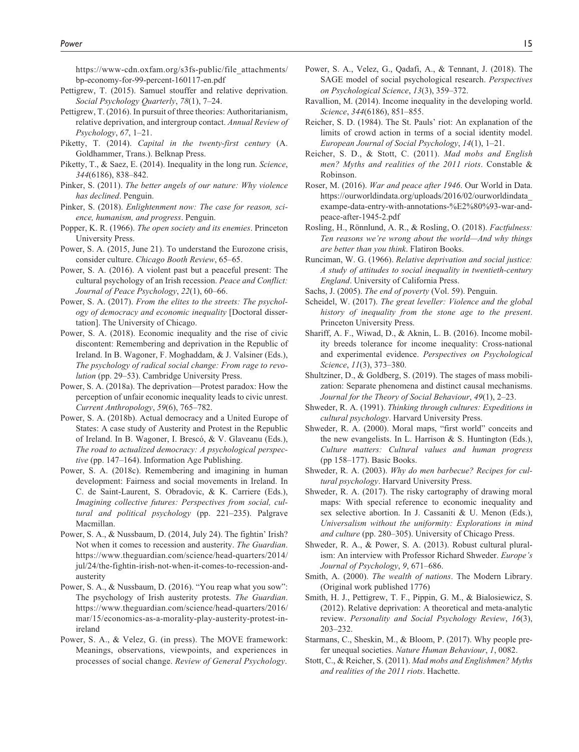https://www-cdn.oxfam.org/s3fs-public/file_attachments/bp-economy-for-99-percent-160117-en.pdf

Pettigrew, T. (2015). Samuel stouffer and relative deprivation. *Social Psychology Quarterly*, *78*(1), 7–24.

Pettigrew, T. (2016). In pursuit of three theories: Authoritarianism, relative deprivation, and intergroup contact. *Annual Review of Psychology*, *67*, 1–21.

Piketty, T. (2014). *Capital in the twenty-first century* (A. Goldhammer, Trans.). Belknap Press.

Piketty, T., & Saez, E. (2014). Inequality in the long run. *Science*, *344*(6186), 838–842.

Pinker, S. (2011). *The better angels of our nature: Why violence has declined*. Penguin.

Pinker, S. (2018). *Enlightenment now: The case for reason, science, humanism, and progress*. Penguin.

Popper, K. R. (1966). *The open society and its enemies*. Princeton University Press.

Power, S. A. (2015, June 21). To understand the Eurozone crisis, consider culture. *Chicago Booth Review*, 65–65.

Power, S. A. (2016). A violent past but a peaceful present: The cultural psychology of an Irish recession. *Peace and Conflict: Journal of Peace Psychology*, *22*(1), 60–66.

Power, S. A. (2017). *From the elites to the streets: The psychology of democracy and economic inequality* [Doctoral dissertation]. The University of Chicago.

Power, S. A. (2018). Economic inequality and the rise of civic discontent: Remembering and deprivation in the Republic of Ireland. In B. Wagoner, F. Moghaddam, & J. Valsiner (Eds.), *The psychology of radical social change: From rage to revolution* (pp. 29–53). Cambridge University Press.

Power, S. A. (2018a). The deprivation—Protest paradox: How the perception of unfair economic inequality leads to civic unrest. *Current Anthropology*, *59*(6), 765–782.

Power, S. A. (2018b). Actual democracy and a United Europe of States: A case study of Austerity and Protest in the Republic of Ireland. In B. Wagoner, I. Brescó, & V. Glaveanu (Eds.), *The road to actualized democracy: A psychological perspective* (pp. 147–164). Information Age Publishing.

Power, S. A. (2018c). Remembering and imagining in human development: Fairness and social movements in Ireland. In C. de Saint-Laurent, S. Obradovic, & K. Carriere (Eds.), *Imagining collective futures: Perspectives from social, cultural and political psychology* (pp. 221–235). Palgrave Macmillan.

Power, S. A., & Nussbaum, D. (2014, July 24). The fightin' Irish? Not when it comes to recession and austerity. *The Guardian*. https://www.theguardian.com/science/head-quarters/2014/jul/24/the-fightin-irish-not-when-it-comes-to-recession-and-austerity

Power, S. A., & Nussbaum, D. (2016). "You reap what you sow": The psychology of Irish austerity protests. *The Guardian*. https://www.theguardian.com/science/head-quarters/2016/mar/15/economics-as-a-morality-play-austerity-protest-in-ireland

Power, S. A., & Velez, G. (in press). The MOVE framework: Meanings, observations, viewpoints, and experiences in processes of social change. *Review of General Psychology*.

Power, S. A., Velez, G., Qadafi, A., & Tennant, J. (2018). The SAGE model of social psychological research. *Perspectives on Psychological Science*, *13*(3), 359–372.

Ravallion, M. (2014). Income inequality in the developing world. *Science*, *344*(6186), 851–855.

Reicher, S. D. (1984). The St. Pauls' riot: An explanation of the limits of crowd action in terms of a social identity model. *European Journal of Social Psychology*, *14*(1), 1–21.

Reicher, S. D., & Stott, C. (2011). *Mad mobs and English men? Myths and realities of the 2011 riots*. Constable & Robinson.

Roser, M. (2016). *War and peace after 1946*. Our World in Data. https://ourworldindata.org/uploads/2016/02/ourworldindata_exampe-data-entry-with-annotations-%E2%80%93-war-and-peace-after-1945-2.pdf

Rosling, H., Rönnlund, A. R., & Rosling, O. (2018). *Factfulness: Ten reasons we're wrong about the world—And why things are better than you think*. Flatiron Books.

Runciman, W. G. (1966). *Relative deprivation and social justice: A study of attitudes to social inequality in twentieth-century England*. University of California Press.

Sachs, J. (2005). *The end of poverty* (Vol. 59). Penguin.

Scheidel, W. (2017). *The great leveller: Violence and the global history of inequality from the stone age to the present*. Princeton University Press.

Shariff, A. F., Wiwad, D., & Aknin, L. B. (2016). Income mobility breeds tolerance for income inequality: Cross-national and experimental evidence. *Perspectives on Psychological Science*, *11*(3), 373–380.

Shultziner, D., & Goldberg, S. (2019). The stages of mass mobilization: Separate phenomena and distinct causal mechanisms. *Journal for the Theory of Social Behaviour*, *49*(1), 2–23.

Shweder, R. A. (1991). *Thinking through cultures: Expeditions in cultural psychology*. Harvard University Press.

Shweder, R. A. (2000). Moral maps, "first world" conceits and the new evangelists. In L. Harrison & S. Huntington (Eds.), *Culture matters: Cultural values and human progress* (pp 158–177). Basic Books.

Shweder, R. A. (2003). *Why do men barbecue? Recipes for cultural psychology*. Harvard University Press.

Shweder, R. A. (2017). The risky cartography of drawing moral maps: With special reference to economic inequality and sex selective abortion. In J. Cassaniti & U. Menon (Eds.), *Universalism without the uniformity: Explorations in mind and culture* (pp. 280–305). University of Chicago Press.

Shweder, R. A., & Power, S. A. (2013). Robust cultural pluralism: An interview with Professor Richard Shweder. *Europe's Journal of Psychology*, *9*, 671–686.

Smith, A. (2000). *The wealth of nations*. The Modern Library. (Original work published 1776)

Smith, H. J., Pettigrew, T. F., Pippin, G. M., & Bialosiewicz, S. (2012). Relative deprivation: A theoretical and meta-analytic review. *Personality and Social Psychology Review*, *16*(3), 203–232.

Starmans, C., Sheskin, M., & Bloom, P. (2017). Why people prefer unequal societies. *Nature Human Behaviour*, *1*, 0082.

Stott, C., & Reicher, S. (2011). *Mad mobs and Englishmen? Myths and realities of the 2011 riots*. Hachette.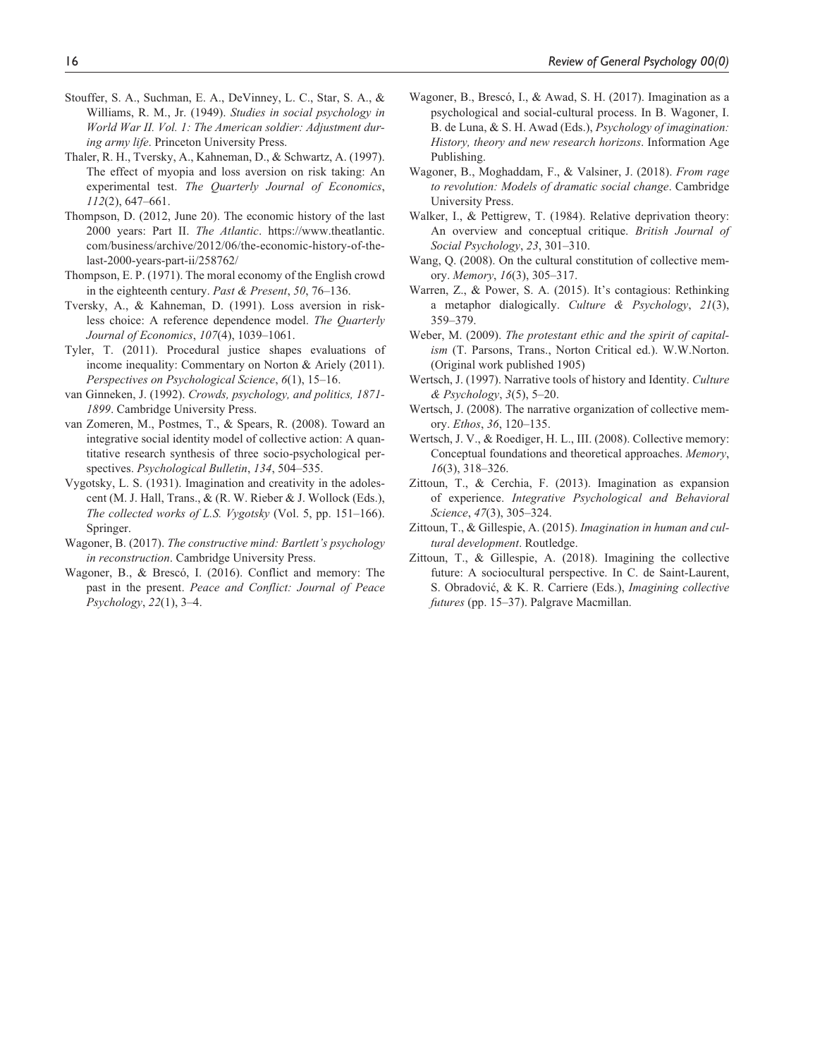Stouffer, S. A., Suchman, E. A., DeVinney, L. C., Star, S. A., & Williams, R. M., Jr. (1949). *Studies in social psychology in World War II. Vol. 1: The American soldier: Adjustment during army life*. Princeton University Press.

Thaler, R. H., Tversky, A., Kahneman, D., & Schwartz, A. (1997). The effect of myopia and loss aversion on risk taking: An experimental test. *The Quarterly Journal of Economics*, *112*(2), 647–661.

Thompson, D. (2012, June 20). The economic history of the last 2000 years: Part II. *The Atlantic*. https://www.theatlantic.com/business/archive/2012/06/the-economic-history-of-the-last-2000-years-part-ii/258762/

Thompson, E. P. (1971). The moral economy of the English crowd in the eighteenth century. *Past & Present*, *50*, 76–136.

Tversky, A., & Kahneman, D. (1991). Loss aversion in riskless choice: A reference dependence model. *The Quarterly Journal of Economics*, *107*(4), 1039–1061.

Tyler, T. (2011). Procedural justice shapes evaluations of income inequality: Commentary on Norton & Ariely (2011). *Perspectives on Psychological Science*, *6*(1), 15–16.

van Ginneken, J. (1992). *Crowds, psychology, and politics, 1871-1899*. Cambridge University Press.

van Zomeren, M., Postmes, T., & Spears, R. (2008). Toward an integrative social identity model of collective action: A quantitative research synthesis of three socio-psychological perspectives. *Psychological Bulletin*, *134*, 504–535.

Vygotsky, L. S. (1931). Imagination and creativity in the adolescent (M. J. Hall, Trans., & (R. W. Rieber & J. Wollock (Eds.), *The collected works of L.S. Vygotsky* (Vol. 5, pp. 151–166). Springer.

Wagoner, B. (2017). *The constructive mind: Bartlett's psychology in reconstruction*. Cambridge University Press.

Wagoner, B., & Brescó, I. (2016). Conflict and memory: The past in the present. *Peace and Conflict: Journal of Peace Psychology*, *22*(1), 3–4.

Wagoner, B., Brescó, I., & Awad, S. H. (2017). Imagination as a psychological and social-cultural process. In B. Wagoner, I. B. de Luna, & S. H. Awad (Eds.), *Psychology of imagination: History, theory and new research horizons*. Information Age Publishing.

Wagoner, B., Moghaddam, F., & Valsiner, J. (2018). *From rage to revolution: Models of dramatic social change*. Cambridge University Press.

Walker, I., & Pettigrew, T. (1984). Relative deprivation theory: An overview and conceptual critique. *British Journal of Social Psychology*, *23*, 301–310.

Wang, Q. (2008). On the cultural constitution of collective memory. *Memory*, *16*(3), 305–317.

Warren, Z., & Power, S. A. (2015). It's contagious: Rethinking a metaphor dialogically. *Culture & Psychology*, *21*(3), 359–379.

Weber, M. (2009). *The protestant ethic and the spirit of capitalism* (T. Parsons, Trans., Norton Critical ed.). W.W.Norton. (Original work published 1905)

Wertsch, J. (1997). Narrative tools of history and Identity. *Culture & Psychology*, *3*(5), 5–20.

Wertsch, J. (2008). The narrative organization of collective memory. *Ethos*, *36*, 120–135.

Wertsch, J. V., & Roediger, H. L., III. (2008). Collective memory: Conceptual foundations and theoretical approaches. *Memory*, *16*(3), 318–326.

Zittoun, T., & Cerchia, F. (2013). Imagination as expansion of experience. *Integrative Psychological and Behavioral Science*, *47*(3), 305–324.

Zittoun, T., & Gillespie, A. (2015). *Imagination in human and cultural development*. Routledge.

Zittoun, T., & Gillespie, A. (2018). Imagining the collective future: A sociocultural perspective. In C. de Saint-Laurent, S. Obradović, & K. R. Carriere (Eds.), *Imagining collective futures* (pp. 15–37). Palgrave Macmillan.